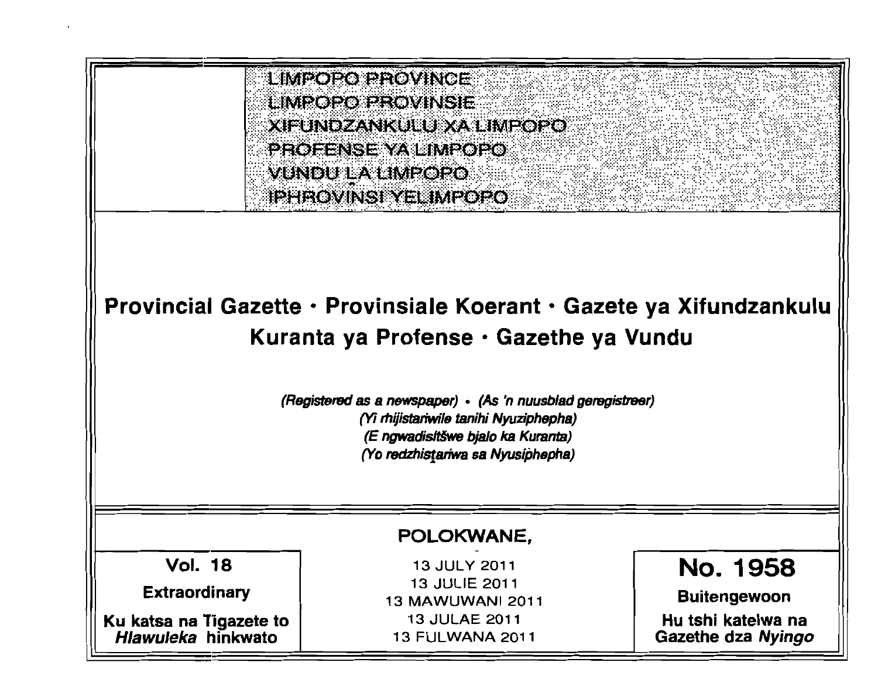LIMPOPO PROVINCE
LIMPOPO PROVINSIE
XIFUNDZANKULU XA LIMPOPO
PROFENSE YA LIMPOPO
VUNDU LA LIMPOPO
IPHROVINSI YELIMPOPO

# Provincial Gazette • Provinsiale Koerant • Gazete ya Xifundzankulu Kuranta ya Profense • Gazethe ya Vundu

*(Registered as a newspaper) • (As 'n nuusblad geregistreer)*
*(Yi rhijistariwile tanihi Nyuziphepha)*
*(E ngwadisitšwe bjalo ka Kuranta)*
*(Yo redzhistariwa sa Nyusiphepha)*

**POLOKWANE,**

13 JULY 2011
13 JULIE 2011
13 MAWUWANI 2011
13 JULAE 2011
13 FULWANA 2011

**Vol. 18**

**Extraordinary**

**Ku katsa na Tigazete to *Hlawuleka* hinkwato**

**No. 1958**

**Buitengewoon**

**Hu tshi katelwa na Gazethe dza *Nyingo***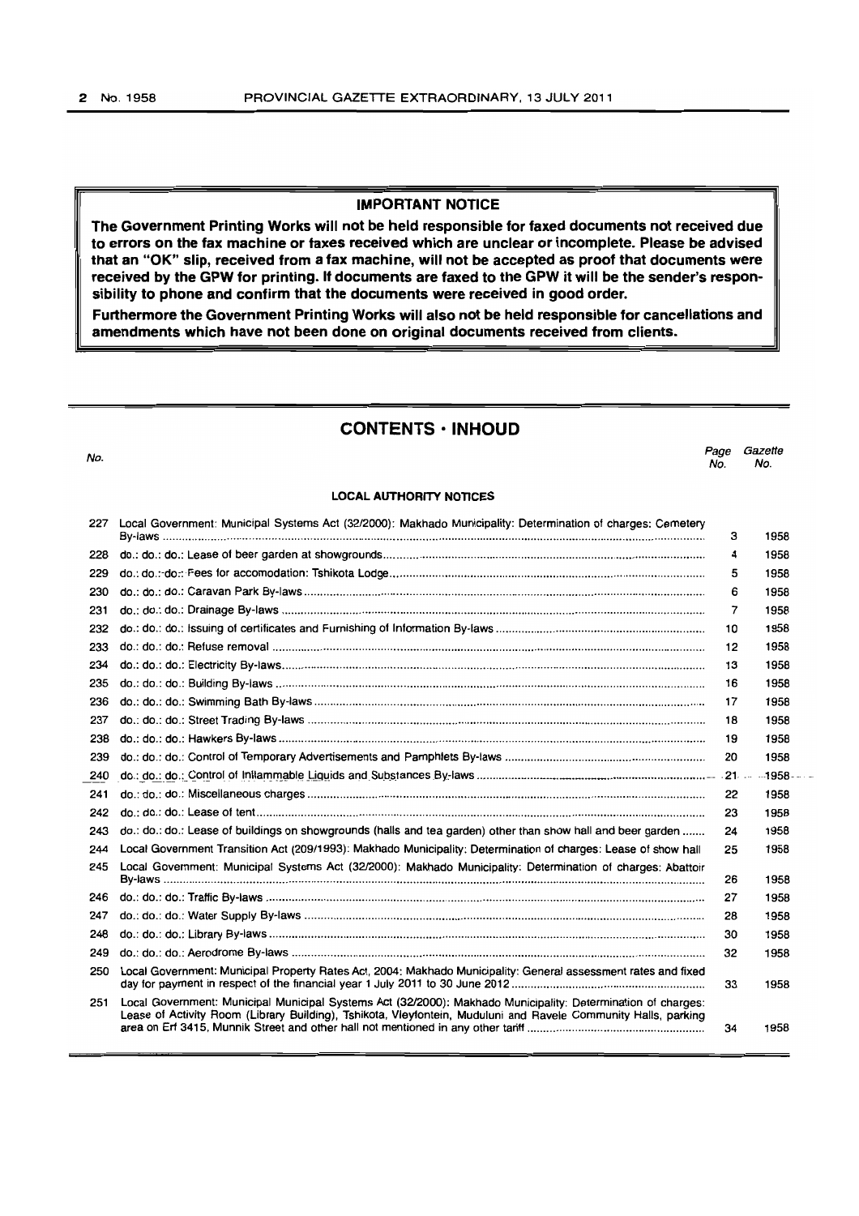## IMPORTANT NOTICE

**The Government Printing Works will not be held responsible for faxed documents not received due to errors on the fax machine or faxes received which are unclear or incomplete. Please be advised that an "OK" slip, received from a fax machine, will not be accepted as proof that documents were received by the GPW for printing. If documents are faxed to the GPW it will be the sender's responsibility to phone and confirm that the documents were received in good order.**

**Furthermore the Government Printing Works will also not be held responsible for cancellations and amendments which have not been done on original documents received from clients.**

# CONTENTS · INHOUD

| No. | | Page No. | Gazette No. |
|---|---|---|---|
| | **LOCAL AUTHORITY NOTICES** | | |
| 227 | Local Government: Municipal Systems Act (32/2000): Makhado Municipality: Determination of charges: Cemetery By-laws | 3 | 1958 |
| 228 | do.: do.: do.: Lease of beer garden at showgrounds | 4 | 1958 |
| 229 | do.: do.: do.: Fees for accomodation: Tshikota Lodge | 5 | 1958 |
| 230 | do.: do.: do.: Caravan Park By-laws | 6 | 1958 |
| 231 | do.: do.: do.: Drainage By-laws | 7 | 1958 |
| 232 | do.: do.: do.: Issuing of certificates and Furnishing of Information By-laws | 10 | 1958 |
| 233 | do.: do.: do.: Refuse removal | 12 | 1958 |
| 234 | do.: do.: do.: Electricity By-laws | 13 | 1958 |
| 235 | do.: do.: do.: Building By-laws | 16 | 1958 |
| 236 | do.: do.: do.: Swimming Bath By-laws | 17 | 1958 |
| 237 | do.: do.: do.: Street Trading By-laws | 18 | 1958 |
| 238 | do.: do.: do.: Hawkers By-laws | 19 | 1958 |
| 239 | do.: do.: do.: Control of Temporary Advertisements and Pamphlets By-laws | 20 | 1958 |
| 240 | do.: do.: do.: Control of Inflammable Liquids and Substances By-laws | 21 | 1958 |
| 241 | do.: do.: do.: Miscellaneous charges | 22 | 1958 |
| 242 | do.: do.: do.: Lease of tent | 23 | 1958 |
| 243 | do.: do.: do.: Lease of buildings on showgrounds (halls and tea garden) other than show hall and beer garden | 24 | 1958 |
| 244 | Local Government Transition Act (209/1993): Makhado Municipality: Determination of charges: Lease of show hall | 25 | 1958 |
| 245 | Local Government: Municipal Systems Act (32/2000): Makhado Municipality: Determination of charges: Abattoir By-laws | 26 | 1958 |
| 246 | do.: do.: do.: Traffic By-laws | 27 | 1958 |
| 247 | do.: do.: do.: Water Supply By-laws | 28 | 1958 |
| 248 | do.: do.: do.: Library By-laws | 30 | 1958 |
| 249 | do.: do.: do.: Aerodrome By-laws | 32 | 1958 |
| 250 | Local Government: Municipal Property Rates Act, 2004: Makhado Municipality: General assessment rates and fixed day for payment in respect of the financial year 1 July 2011 to 30 June 2012 | 33 | 1958 |
| 251 | Local Government: Municipal Municipal Systems Act (32/2000): Makhado Municipality: Determination of charges: Lease of Activity Room (Library Building), Tshikota, Vleyfontein, Muduluni and Ravele Community Halls, parking area on Erf 3415, Munnik Street and other hall not mentioned in any other tariff | 34 | 1958 |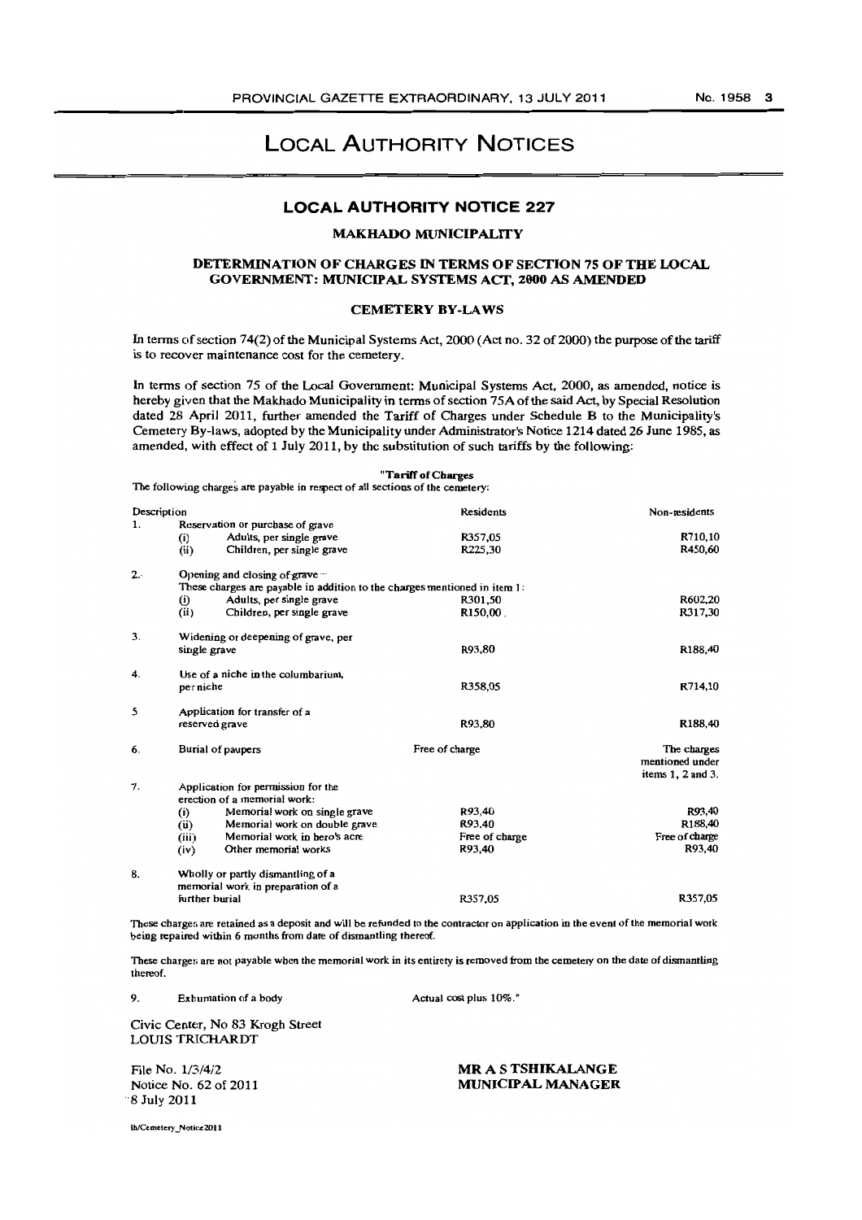# LOCAL AUTHORITY NOTICES

## LOCAL AUTHORITY NOTICE 227

### MAKHADO MUNICIPALITY

### DETERMINATION OF CHARGES IN TERMS OF SECTION 75 OF THE LOCAL GOVERNMENT: MUNICIPAL SYSTEMS ACT, 2000 AS AMENDED

### CEMETERY BY-LAWS

In terms of section 74(2) of the Municipal Systems Act, 2000 (Act no. 32 of 2000) the purpose of the tariff is to recover maintenance cost for the cemetery.

In terms of section 75 of the Local Government: Municipal Systems Act, 2000, as amended, notice is hereby given that the Makhado Municipality in terms of section 75A of the said Act, by Special Resolution dated 28 April 2011, further amended the Tariff of Charges under Schedule B to the Municipality's Cemetery By-laws, adopted by the Municipality under Administrator's Notice 1214 dated 26 June 1985, as amended, with effect of 1 July 2011, by the substitution of such tariffs by the following:

**"Tariff of Charges**

The following charges are payable in respect of all sections of the cemetery:

| Description | | Residents | Non-residents |
|---|---|---|---|
| 1. | Reservation or purchase of grave | | |
| | (i) Adults, per single grave | R357,05 | R710,10 |
| | (ii) Children, per single grave | R225,30 | R450,60 |
| 2. | Opening and closing of grave – These charges are payable in addition to the charges mentioned in item 1: | | |
| | (i) Adults, per single grave | R301,50 | R602,20 |
| | (ii) Children, per single grave | R150,00 | R317,30 |
| 3. | Widening or deepening of grave, per single grave | R93,80 | R188,40 |
| 4. | Use of a niche in the columbarium, per niche | R358,05 | R714,10 |
| 5 | Application for transfer of a reserved grave | R93,80 | R188,40 |
| 6. | Burial of paupers | Free of charge | The charges mentioned under items 1, 2 and 3. |
| 7. | Application for permission for the erection of a memorial work: | | |
| | (i) Memorial work on single grave | R93,40 | R93,40 |
| | (ii) Memorial work on double grave | R93,40 | R188,40 |
| | (iii) Memorial work in hero's acre | Free of charge | Free of charge |
| | (iv) Other memorial works | R93,40 | R93,40 |
| 8. | Wholly or partly dismantling of a memorial work in preparation of a further burial | R357,05 | R357,05 |

These charges are retained as a deposit and will be refunded to the contractor on application in the event of the memorial work being repaired within 6 months from date of dismantling thereof.

These charges are not payable when the memorial work in its entirety is removed from the cemetery on the date of dismantling thereof.

9. Exhumation of a body — Actual cost plus 10%."

Civic Center, No 83 Krogh Street
LOUIS TRICHARDT

File No. 1/3/4/2
Notice No. 62 of 2011
8 July 2011

**MR A S TSHIKALANGE**
**MUNICIPAL MANAGER**

lh/Cemetery_Notice2011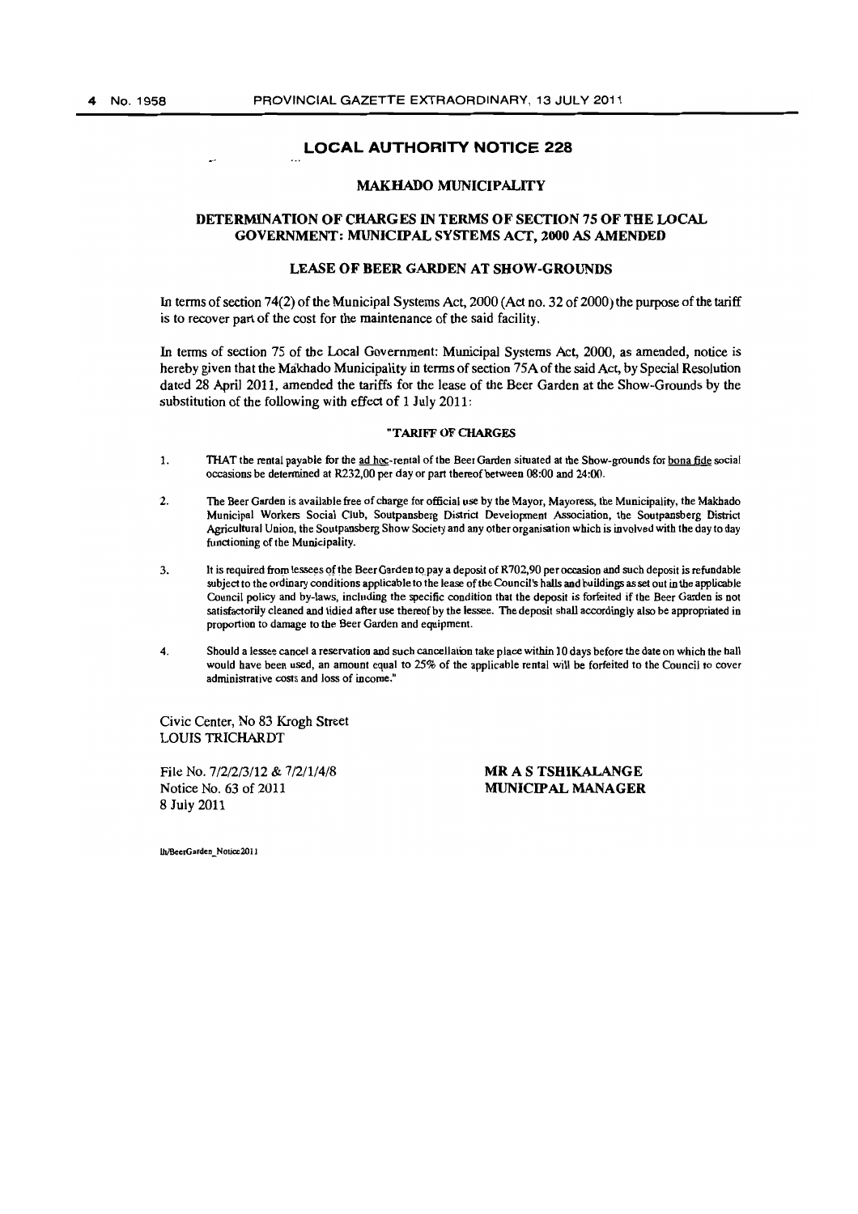## LOCAL AUTHORITY NOTICE 228

### MAKHADO MUNICIPALITY

### DETERMINATION OF CHARGES IN TERMS OF SECTION 75 OF THE LOCAL GOVERNMENT: MUNICIPAL SYSTEMS ACT, 2000 AS AMENDED

### LEASE OF BEER GARDEN AT SHOW-GROUNDS

In terms of section 74(2) of the Municipal Systems Act, 2000 (Act no. 32 of 2000) the purpose of the tariff is to recover part of the cost for the maintenance of the said facility.

In terms of section 75 of the Local Government: Municipal Systems Act, 2000, as amended, notice is hereby given that the Makhado Municipality in terms of section 75A of the said Act, by Special Resolution dated 28 April 2011, amended the tariffs for the lease of the Beer Garden at the Show-Grounds by the substitution of the following with effect of 1 July 2011:

**"TARIFF OF CHARGES**

1. THAT the rental payable for the ad hoc-rental of the Beer Garden situated at the Show-grounds for bona fide social occasions be determined at R232,00 per day or part thereof between 08:00 and 24:00.

2. The Beer Garden is available free of charge for official use by the Mayor, Mayoress, the Municipality, the Makhado Municipal Workers Social Club, Soutpansberg District Development Association, the Soutpansberg District Agricultural Union, the Soutpansberg Show Society and any other organisation which is involved with the day to day functioning of the Municipality.

3. It is required from lessees of the Beer Garden to pay a deposit of R702,90 per occasion and such deposit is refundable subject to the ordinary conditions applicable to the lease of the Council's halls and buildings as set out in the applicable Council policy and by-laws, including the specific condition that the deposit is forfeited if the Beer Garden is not satisfactorily cleaned and tidied after use thereof by the lessee. The deposit shall accordingly also be appropriated in proportion to damage to the Beer Garden and equipment.

4. Should a lessee cancel a reservation and such cancellation take place within 10 days before the date on which the hall would have been used, an amount equal to 25% of the applicable rental will be forfeited to the Council to cover administrative costs and loss of income."

Civic Center, No 83 Krogh Street
LOUIS TRICHARDT

File No. 7/2/2/3/12 & 7/2/1/4/8
Notice No. 63 of 2011
8 July 2011

**MR A S TSHIKALANGE**
**MUNICIPAL MANAGER**

lh/BeerGarden_Notice2011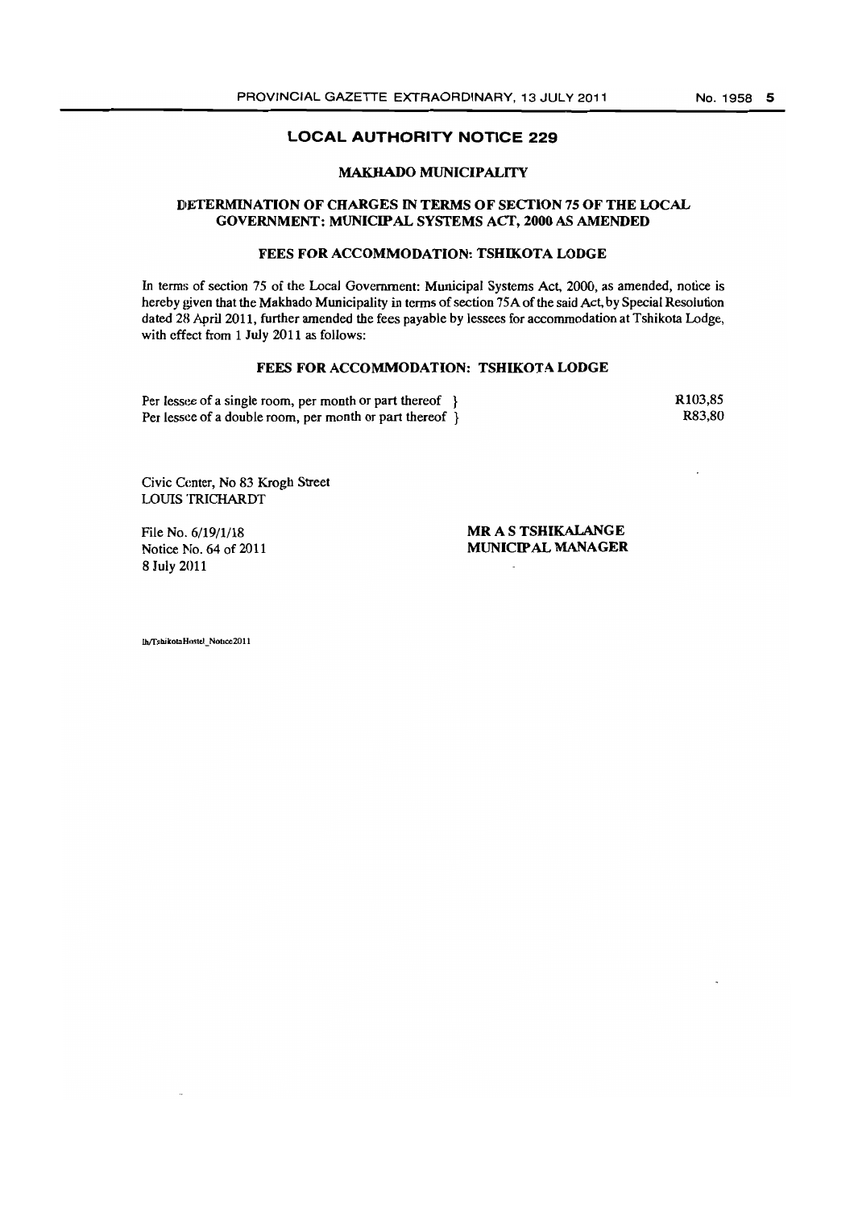## LOCAL AUTHORITY NOTICE 229

### MAKHADO MUNICIPALITY

### DETERMINATION OF CHARGES IN TERMS OF SECTION 75 OF THE LOCAL GOVERNMENT: MUNICIPAL SYSTEMS ACT, 2000 AS AMENDED

### FEES FOR ACCOMMODATION: TSHIKOTA LODGE

In terms of section 75 of the Local Government: Municipal Systems Act, 2000, as amended, notice is hereby given that the Makhado Municipality in terms of section 75A of the said Act, by Special Resolution dated 28 April 2011, further amended the fees payable by lessees for accommodation at Tshikota Lodge, with effect from 1 July 2011 as follows:

### FEES FOR ACCOMMODATION: TSHIKOTA LODGE

| | |
|---|---|
| Per lessee of a single room, per month or part thereof } | R103,85 |
| Per lessee of a double room, per month or part thereof } | R83,80 |

Civic Center, No 83 Krogh Street
LOUIS TRICHARDT

File No. 6/19/1/18
Notice No. 64 of 2011
8 July 2011

**MR A S TSHIKALANGE**
**MUNICIPAL MANAGER**

lh/TshikotaHostel_Notice2011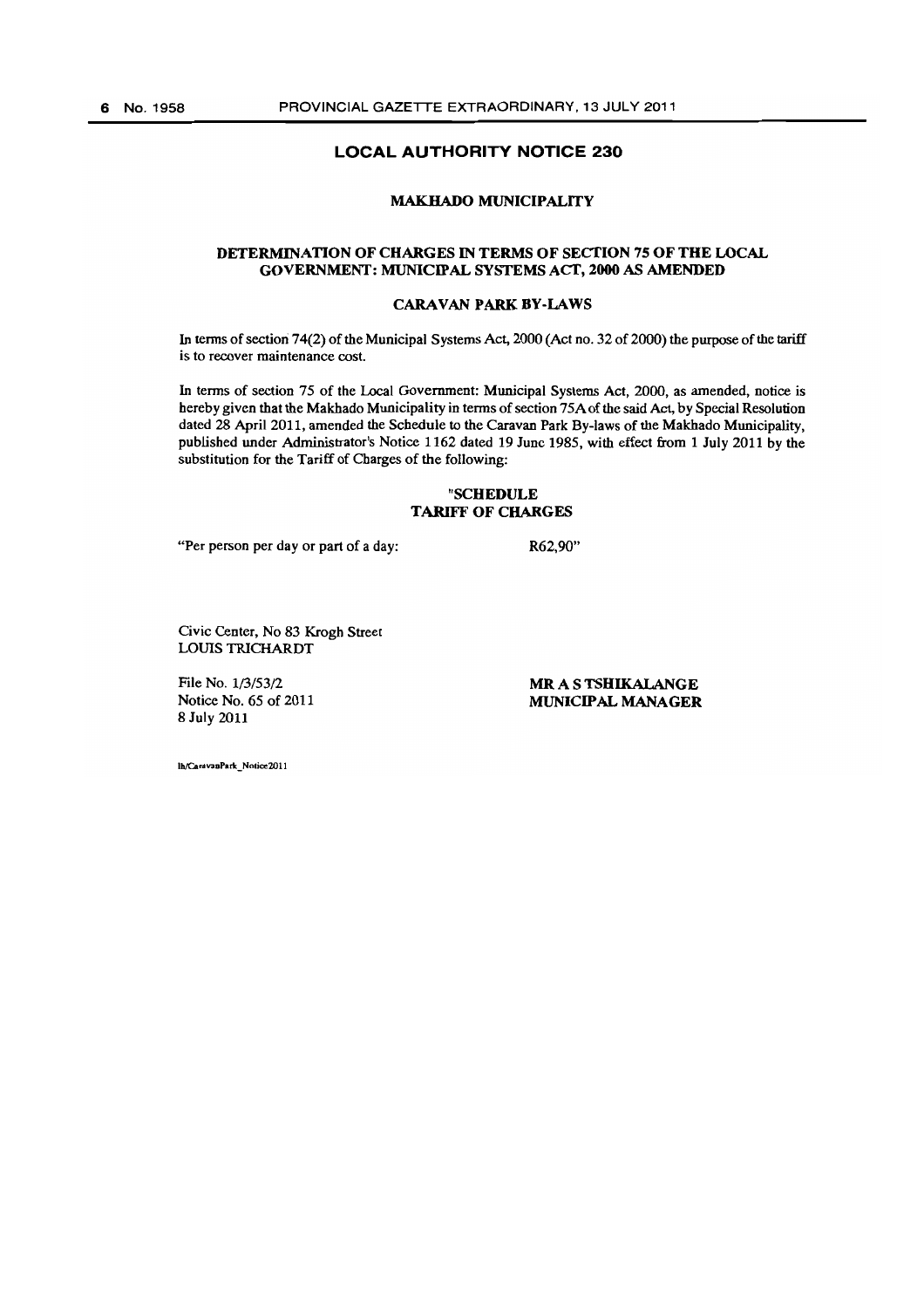## LOCAL AUTHORITY NOTICE 230

### MAKHADO MUNICIPALITY

### DETERMINATION OF CHARGES IN TERMS OF SECTION 75 OF THE LOCAL GOVERNMENT: MUNICIPAL SYSTEMS ACT, 2000 AS AMENDED

### CARAVAN PARK BY-LAWS

In terms of section 74(2) of the Municipal Systems Act, 2000 (Act no. 32 of 2000) the purpose of the tariff is to recover maintenance cost.

In terms of section 75 of the Local Government: Municipal Systems Act, 2000, as amended, notice is hereby given that the Makhado Municipality in terms of section 75A of the said Act, by Special Resolution dated 28 April 2011, amended the Schedule to the Caravan Park By-laws of the Makhado Municipality, published under Administrator's Notice 1162 dated 19 June 1985, with effect from 1 July 2011 by the substitution for the Tariff of Charges of the following:

**"SCHEDULE**
**TARIFF OF CHARGES**

"Per person per day or part of a day: R62,90"

Civic Center, No 83 Krogh Street
LOUIS TRICHARDT

File No. 1/3/53/2
Notice No. 65 of 2011
8 July 2011

**MR A S TSHIKALANGE**
**MUNICIPAL MANAGER**

lh/CaravanPark_Notice2011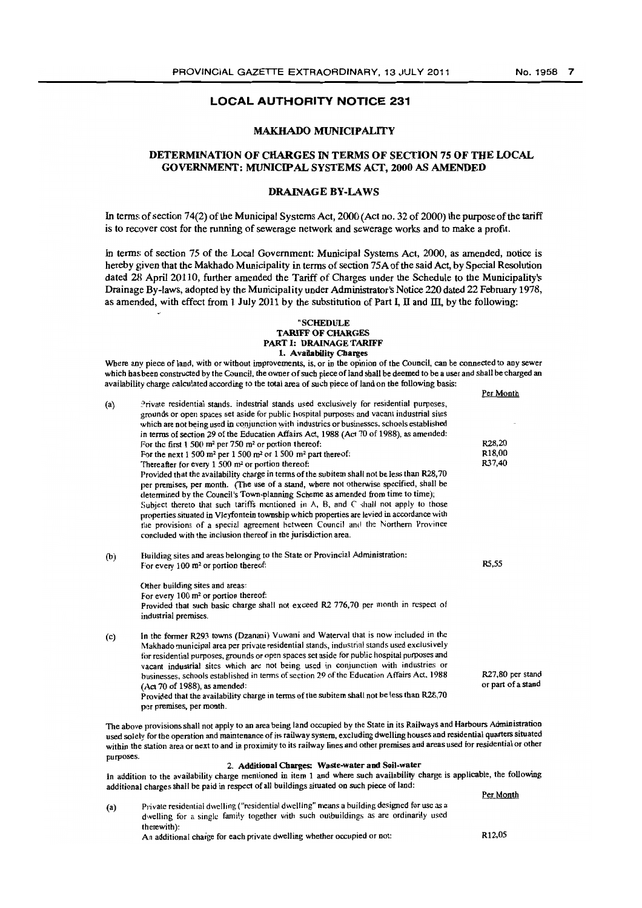## LOCAL AUTHORITY NOTICE 231

### MAKHADO MUNICIPALITY

### DETERMINATION OF CHARGES IN TERMS OF SECTION 75 OF THE LOCAL GOVERNMENT: MUNICIPAL SYSTEMS ACT, 2000 AS AMENDED

### DRAINAGE BY-LAWS

In terms of section 74(2) of the Municipal Systems Act, 2000 (Act no. 32 of 2000) the purpose of the tariff is to recover cost for the running of sewerage network and sewerage works and to make a profit.

In terms of section 75 of the Local Government: Municipal Systems Act, 2000, as amended, notice is hereby given that the Makhado Municipality in terms of section 75A of the said Act, by Special Resolution dated 28 April 20110, further amended the Tariff of Charges under the Schedule to the Municipality's Drainage By-laws, adopted by the Municipality under Administrator's Notice 220 dated 22 February 1978, as amended, with effect from 1 July 2011 by the substitution of Part I, II and III, by the following:

"SCHEDULE
**TARIFF OF CHARGES**
**PART I: DRAINAGE TARIFF**
**1. Availability Charges**

Where any piece of land, with or without improvements, is, or in the opinion of the Council, can be connected to any sewer which has been constructed by the Council, the owner of such piece of land shall be deemed to be a user and shall be charged an availability charge calculated according to the total area of such piece of land on the following basis:

| | | Per Month |
|---|---|---|
| (a) | Private residential stands, industrial stands used exclusively for residential purposes, grounds or open spaces set aside for public hospital purposes and vacant industrial sites which are not being used in conjunction with industries or businesses, schools established in terms of section 29 of the Education Affairs Act, 1988 (Act 70 of 1988), as amended: | |
| | For the first 1 500 m² per 750 m² or portion thereof: | R28,20 |
| | For the next 1 500 m² per 1 500 m² or 1 500 m² part thereof: | R18,00 |
| | Thereafter for every 1 500 m² or portion thereof: | R37,40 |
| | Provided that the availability charge in terms of the subitem shall not be less than R28,70 per premises, per month. (The use of a stand, where not otherwise specified, shall be determined by the Council's Town-planning Scheme as amended from time to time); Subject thereto that such tariffs mentioned in A, B, and C shall not apply to those properties situated in Vleyfontein township which properties are levied in accordance with the provisions of a special agreement between Council and the Northern Province concluded with the inclusion thereof in the jurisdiction area. | |
| (b) | Building sites and areas belonging to the State or Provincial Administration: For every 100 m² or portion thereof: | R5,55 |
| | Other building sites and areas: For every 100 m² or portion thereof: Provided that such basic charge shall not exceed R2 776,70 per month in respect of industrial premises. | |
| (c) | In the former R293 towns (Dzanani) Vuwani and Waterval that is now included in the Makhado municipal area per private residential stands, industrial stands used exclusively for residential purposes, grounds or open spaces set aside for public hospital purposes and vacant industrial sites which are not being used in conjunction with industries or businesses, schools established in terms of section 29 of the Education Affairs Act, 1988 (Act 70 of 1988), as amended: | R27,80 per stand or part of a stand |
| | Provided that the availability charge in terms of the subitem shall not be less than R28,70 per premises, per month. | |

The above provisions shall not apply to an area being land occupied by the State in its Railways and Harbours Administration used solely for the operation and maintenance of its railway system, excluding dwelling houses and residential quarters situated within the station area or next to and in proximity to its railway lines and other premises and areas used for residential or other purposes.

**2. Additional Charges: Waste-water and Soil-water**

In addition to the availability charge mentioned in item 1 and where such availability charge is applicable, the following additional charges shall be paid in respect of all buildings situated on such piece of land:

| | | Per Month |
|---|---|---|
| (a) | Private residential dwelling ("residential dwelling" means a building designed for use as a dwelling for a single family together with such outbuildings as are ordinarily used therewith): | |
| | An additional charge for each private dwelling whether occupied or not: | R12,05 |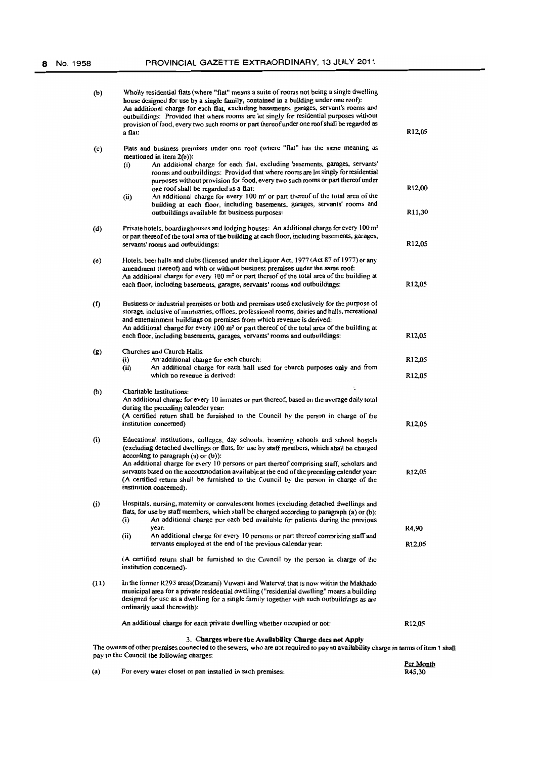(b) Wholly residential flats (where "flat" means a suite of rooms not being a single dwelling house designed for use by a single family, contained in a building under one roof): An additional charge for each flat, excluding basements, garages, servant's rooms and outbuildings: Provided that where rooms are let singly for residential purposes without provision of food, every two such rooms or part thereof under one roof shall be regarded as a flat: R12,05

(c) Flats and business premises under one roof (where "flat" has the same meaning as mentioned in item 2(b)):

   (i) An additional charge for each flat, excluding basements, garages, servants' rooms and outbuildings: Provided that where rooms are let singly for residential purposes without provision for food, every two such rooms or part thereof under one roof shall be regarded as a flat: R12,00

   (ii) An additional charge for every 100 m² or part thereof of the total area of the building at each floor, including basements, garages, servants' rooms and outbuildings available for business purposes: R11,30

(d) Private hotels, boardinghouses and lodging houses: An additional charge for every 100 m² or part thereof of the total area of the building at each floor, including basements, garages, servants' rooms and outbuildings: R12,05

(e) Hotels, beer halls and clubs (licensed under the Liquor Act, 1977 (Act 87 of 1977) or any amendment thereof) and with or without business premises under the same roof: An additional charge for every 100 m² or part thereof of the total area of the building at each floor, including basements, garages, servants' rooms and outbuildings: R12,05

(f) Business or industrial premises or both and premises used exclusively for the purpose of storage, inclusive of mortuaries, offices, professional rooms, dairies and halls, recreational and entertainment buildings on premises from which revenue is derived: An additional charge for every 100 m² or part thereof of the total area of the building at each floor, including basements, garages, servants' rooms and outbuildings: R12,05

(g) Churches and Church Halls:

   (i) An additional charge for each church: R12,05

   (ii) An additional charge for each hall used for church purposes only and from which no revenue is derived: R12,05

(h) Charitable Institutions: An additional charge for every 10 inmates or part thereof, based on the average daily total during the preceding calender year: (A certified return shall be furnished to the Council by the person in charge of the institution concerned) R12,05

(i) Educational institutions, colleges, day schools, boarding schools and school hostels (excluding detached dwellings or flats, for use by staff members, which shall be charged according to paragraph (a) or (b)): An additional charge for every 10 persons or part thereof comprising staff, scholars and servants based on the accommodation available at the end of the preceding calender year: (A certified return shall be furnished to the Council by the person in charge of the institution concerned). R12,05

(j) Hospitals, nursing, maternity or convalescent homes (excluding detached dwellings and flats, for use by staff members, which shall be charged according to paragraph (a) or (b):

   (i) An additional charge per each bed available for patients during the previous year: R4,90

   (ii) An additional charge for every 10 persons or part thereof comprising staff and servants employed at the end of the previous calendar year: R12,05

   (A certified return shall be furnished to the Council by the person in charge of the institution concerned).

(11) In the former R293 areas(Dzanani) Vuwani and Waterval that is now within the Makhado municipal area for a private residential dwelling ("residential dwelling" means a building designed for use as a dwelling for a single family together with such outbuildings as are ordinarily used therewith):

An additional charge for each private dwelling whether occupied or not: R12,05

### 3. Charges where the Availability Charge does not Apply

The owners of other premises connected to the sewers, who are not required to pay an availability charge in terms of item 1 shall pay to the Council the following charges:

| | | Per Month |
|---|---|---|
| (a) | For every water closet or pan installed in such premises: | R45,30 |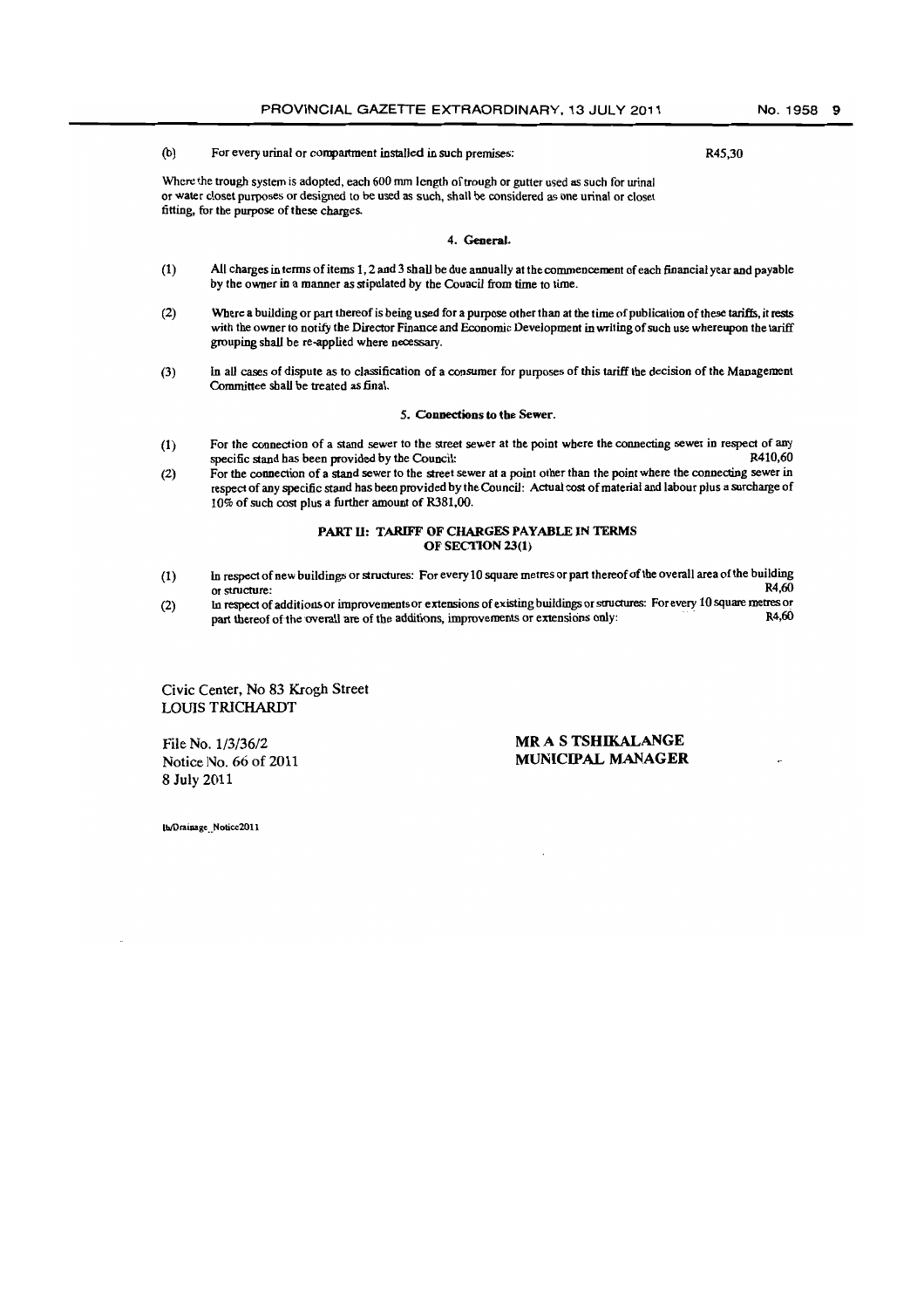(b) For every urinal or compartment installed in such premises: R45,30

Where the trough system is adopted, each 600 mm length of trough or gutter used as such for urinal or water closet purposes or designed to be used as such, shall be considered as one urinal or closet fitting, for the purpose of these charges.

#### 4. General.

(1) All charges in terms of items 1, 2 and 3 shall be due annually at the commencement of each financial year and payable by the owner in a manner as stipulated by the Council from time to time.

(2) Where a building or part thereof is being used for a purpose other than at the time of publication of these tariffs, it rests with the owner to notify the Director Finance and Economic Development in writing of such use whereupon the tariff grouping shall be re-applied where necessary.

(3) In all cases of dispute as to classification of a consumer for purposes of this tariff the decision of the Management Committee shall be treated as final.

#### 5. Connections to the Sewer.

(1) For the connection of a stand sewer to the street sewer at the point where the connecting sewer in respect of any specific stand has been provided by the Council: R410,60

(2) For the connection of a stand sewer to the street sewer at a point other than the point where the connecting sewer in respect of any specific stand has been provided by the Council: Actual cost of material and labour plus a surcharge of 10% of such cost plus a further amount of R381,00.

### PART II: TARIFF OF CHARGES PAYABLE IN TERMS OF SECTION 23(1)

(1) In respect of new buildings or structures: For every 10 square metres or part thereof of the overall area of the building or structure: R4,60

(2) In respect of additions or improvements or extensions of existing buildings or structures: For every 10 square metres or part thereof of the overall are of the additions, improvements or extensions only: R4,60

Civic Center, No 83 Krogh Street
LOUIS TRICHARDT

File No. 1/3/36/2
Notice No. 66 of 2011
8 July 2011

**MR A S TSHIKALANGE**
**MUNICIPAL MANAGER**

lh/Drainage_Notice2011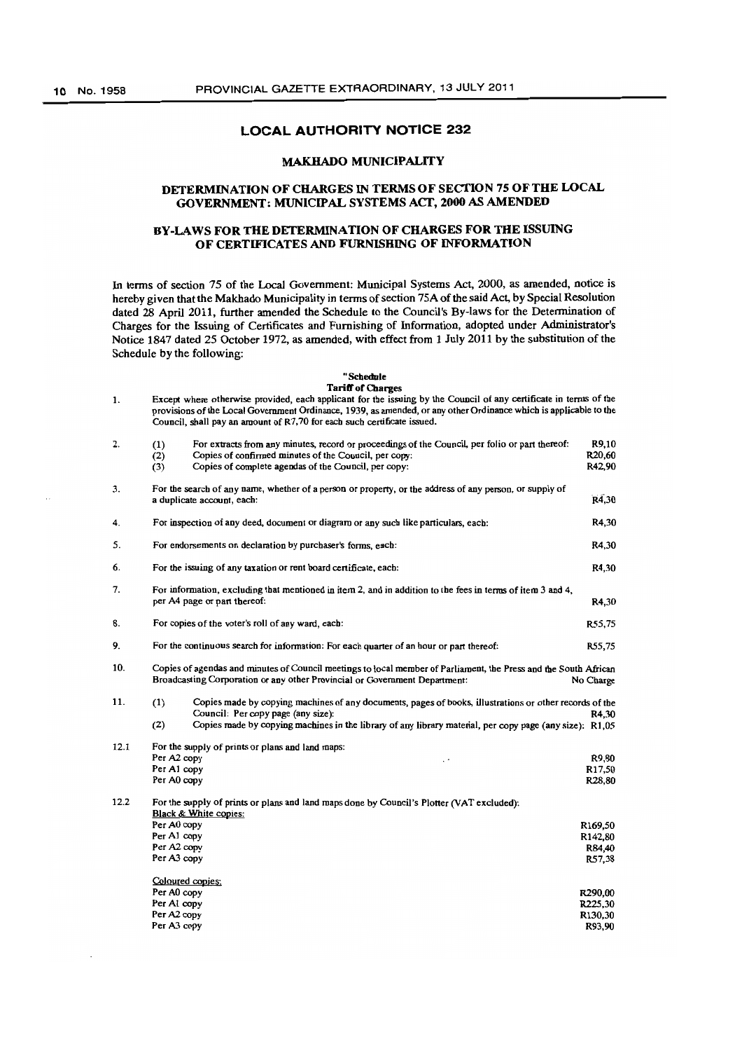## LOCAL AUTHORITY NOTICE 232

### MAKHADO MUNICIPALITY

### DETERMINATION OF CHARGES IN TERMS OF SECTION 75 OF THE LOCAL GOVERNMENT: MUNICIPAL SYSTEMS ACT, 2000 AS AMENDED

### BY-LAWS FOR THE DETERMINATION OF CHARGES FOR THE ISSUING OF CERTIFICATES AND FURNISHING OF INFORMATION

In terms of section 75 of the Local Government: Municipal Systems Act, 2000, as amended, notice is hereby given that the Makhado Municipality in terms of section 75A of the said Act, by Special Resolution dated 28 April 2011, further amended the Schedule to the Council's By-laws for the Determination of Charges for the Issuing of Certificates and Furnishing of Information, adopted under Administrator's Notice 1847 dated 25 October 1972, as amended, with effect from 1 July 2011 by the substitution of the Schedule by the following:

**"Schedule**
**Tariff of Charges**

1. Except where otherwise provided, each applicant for the issuing by the Council of any certificate in terms of the provisions of the Local Government Ordinance, 1939, as amended, or any other Ordinance which is applicable to the Council, shall pay an amount of R7,70 for each such certificate issued.

2. (1) For extracts from any minutes, record or proceedings of the Council, per folio or part thereof: R9,10
   (2) Copies of confirmed minutes of the Council, per copy: R20,60
   (3) Copies of complete agendas of the Council, per copy: R42,90

3. For the search of any name, whether of a person or property, or the address of any person, or supply of a duplicate account, each: R4,30

4. For inspection of any deed, document or diagram or any such like particulars, each: R4,30

5. For endorsements on declaration by purchaser's forms, each: R4,30

6. For the issuing of any taxation or rent board certificate, each: R4,30

7. For information, excluding that mentioned in item 2, and in addition to the fees in terms of item 3 and 4, per A4 page or part thereof: R4,30

8. For copies of the voter's roll of any ward, each: R55,75

9. For the continuous search for information: For each quarter of an hour or part thereof: R55,75

10. Copies of agendas and minutes of Council meetings to local member of Parliament, the Press and the South African Broadcasting Corporation or any other Provincial or Government Department: No Charge

11. (1) Copies made by copying machines of any documents, pages of books, illustrations or other records of the Council: Per copy page (any size): R4,30
    (2) Copies made by copying machines in the library of any library material, per copy page (any size): R1,05

12.1 For the supply of prints or plans and land maps:

| | |
|---|---|
| Per A2 copy | R9,80 |
| Per A1 copy | R17,50 |
| Per A0 copy | R28,80 |

12.2 For the supply of prints or plans and land maps done by Council's Plotter (VAT excluded):

Black & White copies:

| | |
|---|---|
| Per A0 copy | R169,50 |
| Per A1 copy | R142,80 |
| Per A2 copy | R84,40 |
| Per A3 copy | R57,38 |

Coloured copies:

| | |
|---|---|
| Per A0 copy | R290,00 |
| Per A1 copy | R225,30 |
| Per A2 copy | R130,30 |
| Per A3 copy | R93,90 |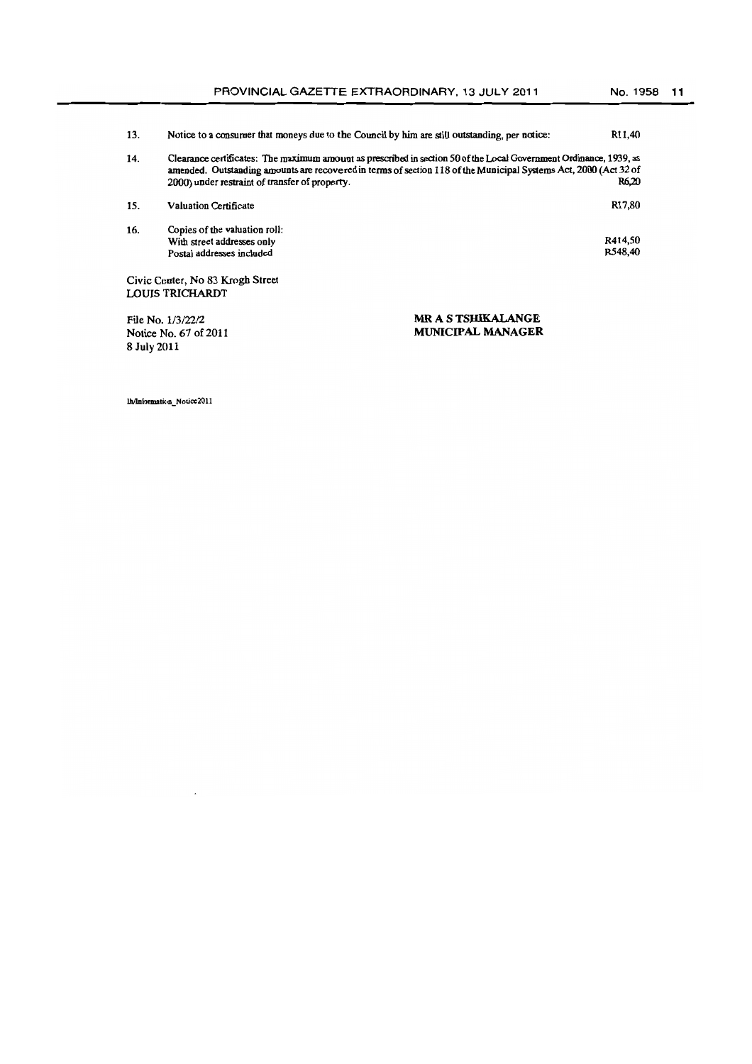| | | |
|---|---|---|
| 13. | Notice to a consumer that moneys due to the Council by him are still outstanding, per notice: | R11,40 |
| 14. | Clearance certificates: The maximum amount as prescribed in section 50 of the Local Government Ordinance, 1939, as amended. Outstanding amounts are recovered in terms of section 118 of the Municipal Systems Act, 2000 (Act 32 of 2000) under restraint of transfer of property. | R6,20 |
| 15. | Valuation Certificate | R17,80 |
| 16. | Copies of the valuation roll:<br>With street addresses only<br>Postal addresses included | <br>R414,50<br>R548,40 |

Civic Center, No 83 Krogh Street
LOUIS TRICHARDT

File No. 1/3/22/2
Notice No. 67 of 2011
8 July 2011

**MR A S TSHIKALANGE**
**MUNICIPAL MANAGER**

lh/Information_Notice2011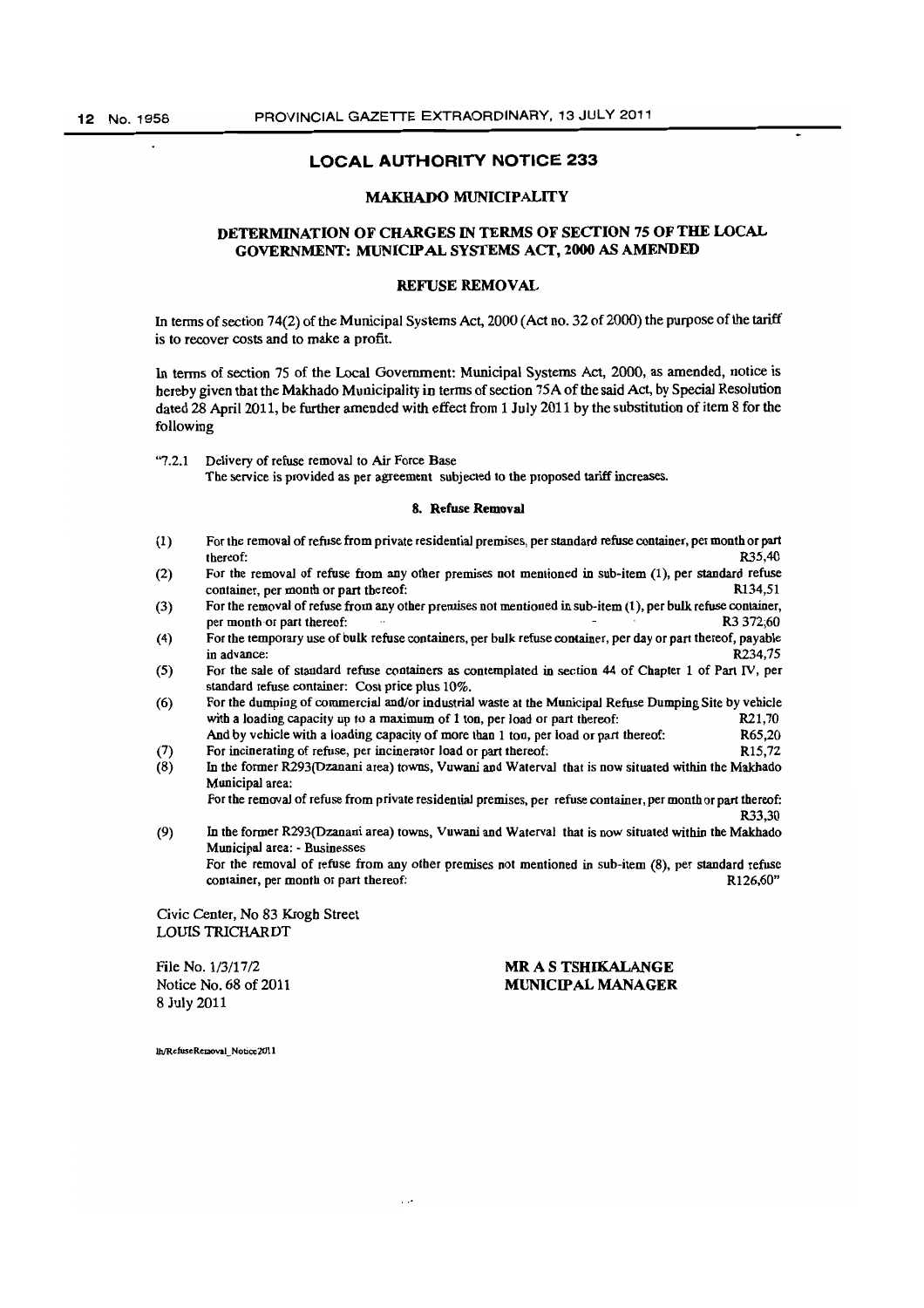## LOCAL AUTHORITY NOTICE 233

### MAKHADO MUNICIPALITY

### DETERMINATION OF CHARGES IN TERMS OF SECTION 75 OF THE LOCAL GOVERNMENT: MUNICIPAL SYSTEMS ACT, 2000 AS AMENDED

### REFUSE REMOVAL

In terms of section 74(2) of the Municipal Systems Act, 2000 (Act no. 32 of 2000) the purpose of the tariff is to recover costs and to make a profit.

In terms of section 75 of the Local Government: Municipal Systems Act, 2000, as amended, notice is hereby given that the Makhado Municipality in terms of section 75A of the said Act, by Special Resolution dated 28 April 2011, be further amended with effect from 1 July 2011 by the substitution of item 8 for the following

"7.2.1 Delivery of refuse removal to Air Force Base
The service is provided as per agreement subjected to the proposed tariff increases.

**8. Refuse Removal**

(1) For the removal of refuse from private residential premises, per standard refuse container, per month or part thereof: R35,40

(2) For the removal of refuse from any other premises not mentioned in sub-item (1), per standard refuse container, per month or part thereof: R134,51

(3) For the removal of refuse from any other premises not mentioned in sub-item (1), per bulk refuse container, per month or part thereof: R3 372,60

(4) For the temporary use of bulk refuse containers, per bulk refuse container, per day or part thereof, payable in advance: R234,75

(5) For the sale of standard refuse containers as contemplated in section 44 of Chapter 1 of Part IV, per standard refuse container: Cost price plus 10%.

(6) For the dumping of commercial and/or industrial waste at the Municipal Refuse Dumping Site by vehicle with a loading capacity up to a maximum of 1 ton, per load or part thereof: R21,70
And by vehicle with a loading capacity of more than 1 ton, per load or part thereof: R65,20

(7) For incinerating of refuse, per incinerator load or part thereof: R15,72

(8) In the former R293(Dzanani area) towns, Vuwani and Waterval that is now situated within the Makhado Municipal area:
For the removal of refuse from private residential premises, per refuse container, per month or part thereof: R33,30

(9) In the former R293(Dzanani area) towns, Vuwani and Waterval that is now situated within the Makhado Municipal area: - Businesses
For the removal of refuse from any other premises not mentioned in sub-item (8), per standard refuse container, per month or part thereof: R126,60"

Civic Center, No 83 Krogh Street
LOUIS TRICHARDT

File No. 1/3/17/2
Notice No. 68 of 2011
8 July 2011

**MR A S TSHIKALANGE**
**MUNICIPAL MANAGER**

lh/RefuseRemoval_Notice2011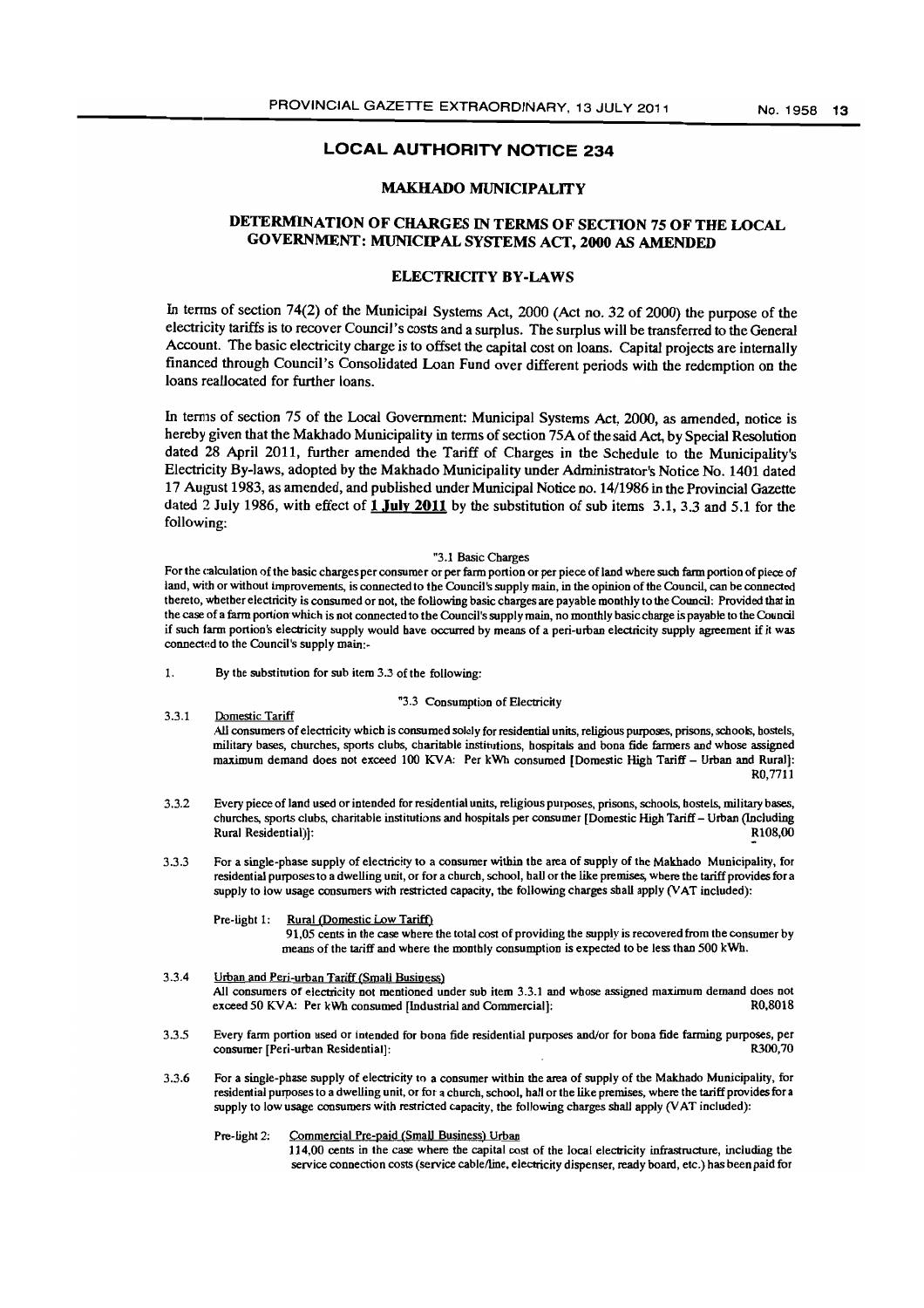## LOCAL AUTHORITY NOTICE 234

### MAKHADO MUNICIPALITY

### DETERMINATION OF CHARGES IN TERMS OF SECTION 75 OF THE LOCAL GOVERNMENT: MUNICIPAL SYSTEMS ACT, 2000 AS AMENDED

### ELECTRICITY BY-LAWS

In terms of section 74(2) of the Municipal Systems Act, 2000 (Act no. 32 of 2000) the purpose of the electricity tariffs is to recover Council's costs and a surplus. The surplus will be transferred to the General Account. The basic electricity charge is to offset the capital cost on loans. Capital projects are internally financed through Council's Consolidated Loan Fund over different periods with the redemption on the loans reallocated for further loans.

In terms of section 75 of the Local Government: Municipal Systems Act, 2000, as amended, notice is hereby given that the Makhado Municipality in terms of section 75A of the said Act, by Special Resolution dated 28 April 2011, further amended the Tariff of Charges in the Schedule to the Municipality's Electricity By-laws, adopted by the Makhado Municipality under Administrator's Notice No. 1401 dated 17 August 1983, as amended, and published under Municipal Notice no. 14/1986 in the Provincial Gazette dated 2 July 1986, with effect of **1 July 2011** by the substitution of sub items 3.1, 3.3 and 5.1 for the following:

"3.1 Basic Charges

For the calculation of the basic charges per consumer or per farm portion or per piece of land where such farm portion of piece of land, with or without improvements, is connected to the Council's supply main, in the opinion of the Council, can be connected thereto, whether electricity is consumed or not, the following basic charges are payable monthly to the Council: Provided that in the case of a farm portion which is not connected to the Council's supply main, no monthly basic charge is payable to the Council if such farm portion's electricity supply would have occurred by means of a peri-urban electricity supply agreement if it was connected to the Council's supply main:-

1. By the substitution for sub item 3.3 of the following:

"3.3 Consumption of Electricity

3.3.1 Domestic Tariff
All consumers of electricity which is consumed solely for residential units, religious purposes, prisons, schools, hostels, military bases, churches, sports clubs, charitable institutions, hospitals and bona fide farmers and whose assigned maximum demand does not exceed 100 KVA: Per kWh consumed [Domestic High Tariff – Urban and Rural]: R0,7711

3.3.2 Every piece of land used or intended for residential units, religious purposes, prisons, schools, hostels, military bases, churches, sports clubs, charitable institutions and hospitals per consumer [Domestic High Tariff – Urban (Including Rural Residential)]: R108,00

3.3.3 For a single-phase supply of electricity to a consumer within the area of supply of the Makhado Municipality, for residential purposes to a dwelling unit, or for a church, school, hall or the like premises, where the tariff provides for a supply to low usage consumers with restricted capacity, the following charges shall apply (VAT included):

Pre-light 1: Rural (Domestic Low Tariff)
91,05 cents in the case where the total cost of providing the supply is recovered from the consumer by means of the tariff and where the monthly consumption is expected to be less than 500 kWh.

3.3.4 Urban and Peri-urban Tariff (Small Business)
All consumers of electricity not mentioned under sub item 3.3.1 and whose assigned maximum demand does not exceed 50 KVA: Per kWh consumed [Industrial and Commercial]: R0,8018

3.3.5 Every farm portion used or intended for bona fide residential purposes and/or for bona fide farming purposes, per consumer [Peri-urban Residential]: R300,70

3.3.6 For a single-phase supply of electricity to a consumer within the area of supply of the Makhado Municipality, for residential purposes to a dwelling unit, or for a church, school, hall or the like premises, where the tariff provides for a supply to low usage consumers with restricted capacity, the following charges shall apply (VAT included):

Pre-light 2: Commercial Pre-paid (Small Business) Urban
114,00 cents in the case where the capital cost of the local electricity infrastructure, including the service connection costs (service cable/line, electricity dispenser, ready board, etc.) has been paid for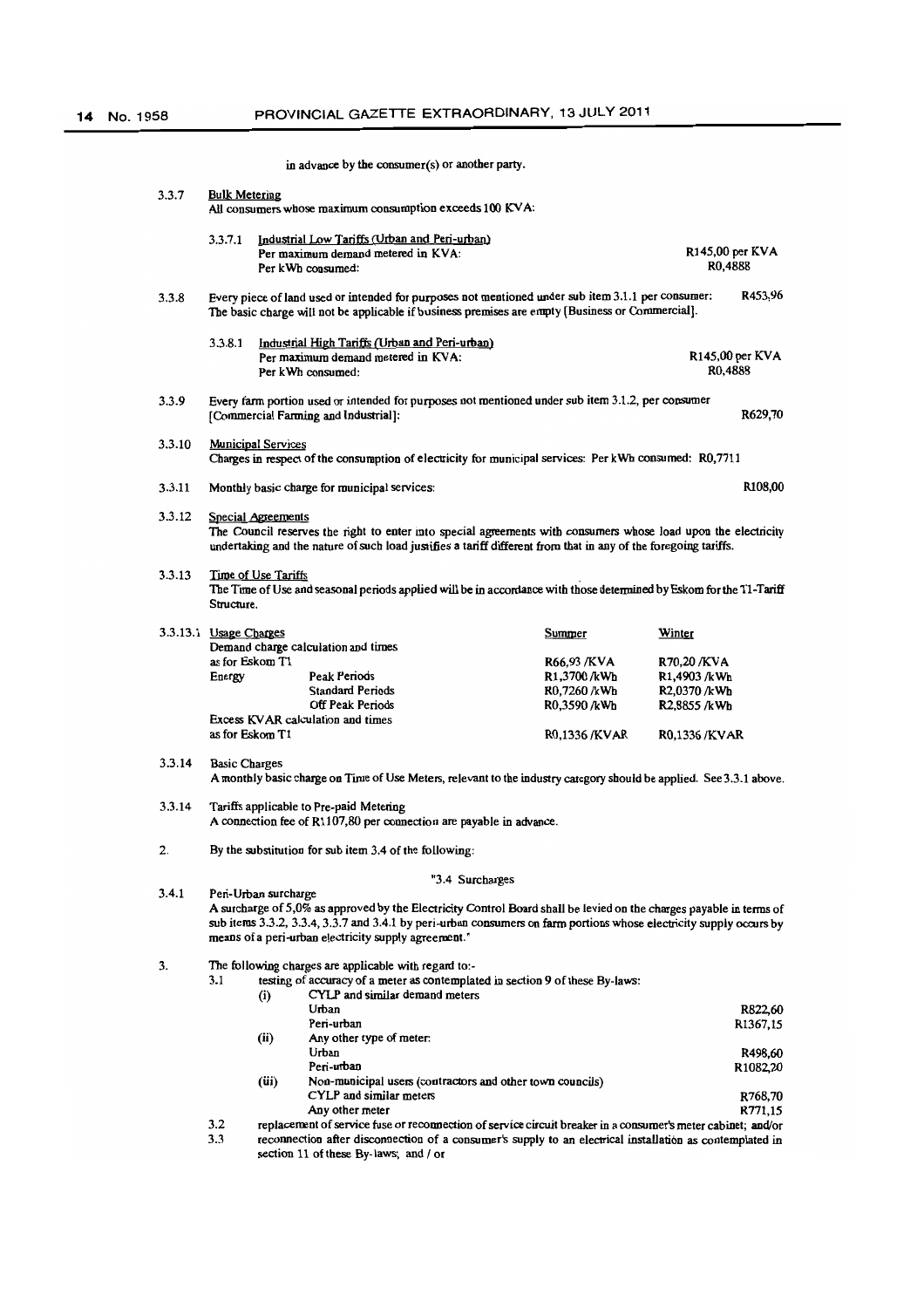in advance by the consumer(s) or another party.

3.3.7 Bulk Metering
All consumers whose maximum consumption exceeds 100 KVA:

3.3.7.1 Industrial Low Tariffs (Urban and Peri-urban)
Per maximum demand metered in KVA: R145,00 per KVA
Per kWh consumed: R0,4888

3.3.8 Every piece of land used or intended for purposes not mentioned under sub item 3.1.1 per consumer: R453,96
The basic charge will not be applicable if business premises are empty [Business or Commercial].

3.3.8.1 Industrial High Tariffs (Urban and Peri-urban)
Per maximum demand metered in KVA: R145,00 per KVA
Per kWh consumed: R0,4888

3.3.9 Every farm portion used or intended for purposes not mentioned under sub item 3.1.2, per consumer [Commercial Farming and Industrial]: R629,70

3.3.10 Municipal Services
Charges in respect of the consumption of electricity for municipal services: Per kWh consumed: R0,7711

3.3.11 Monthly basic charge for municipal services: R108,00

3.3.12 Special Agreements
The Council reserves the right to enter into special agreements with consumers whose load upon the electricity undertaking and the nature of such load justifies a tariff different from that in any of the foregoing tariffs.

3.3.13 Time of Use Tariffs
The Time of Use and seasonal periods applied will be in accordance with those determined by Eskom for the T1-Tariff Structure.

| 3.3.13.1 Usage Charges | | Summer | Winter |
|---|---|---|---|
| Demand charge calculation and times as for Eskom T1 | | R66,93 /KVA | R70,20 /KVA |
| Energy | Peak Periods | R1,3700 /kWh | R1,4903 /kWh |
| | Standard Periods | R0,7260 /kWh | R2,0370 /kWh |
| | Off Peak Periods | R0,3590 /kWh | R2,8855 /kWh |
| Excess KVAR calculation and times as for Eskom T1 | | R0,1336 /KVAR | R0,1336 /KVAR |

3.3.14 Basic Charges
A monthly basic charge on Time of Use Meters, relevant to the industry category should be applied. See 3.3.1 above.

3.3.14 Tariffs applicable to Pre-paid Metering
A connection fee of R1107,80 per connection are payable in advance.

2. By the substitution for sub item 3.4 of the following:

"3.4 Surcharges

3.4.1 Peri-Urban surcharge
A surcharge of 5,0% as approved by the Electricity Control Board shall be levied on the charges payable in terms of sub items 3.3.2, 3.3.4, 3.3.7 and 3.4.1 by peri-urban consumers on farm portions whose electricity supply occurs by means of a peri-urban electricity supply agreement."

3. The following charges are applicable with regard to:-

3.1 testing of accuracy of a meter as contemplated in section 9 of these By-laws:

(i) CYLP and similar demand meters
Urban R822,60
Peri-urban R1367,15

(ii) Any other type of meter:
Urban R498,60
Peri-urban R1082,20

(iii) Non-municipal users (contractors and other town councils)
CYLP and similar meters R768,70
Any other meter R771,15

3.2 replacement of service fuse or reconnection of service circuit breaker in a consumer's meter cabinet; and/or

3.3 reconnection after disconnection of a consumer's supply to an electrical installation as contemplated in section 11 of these By-laws; and / or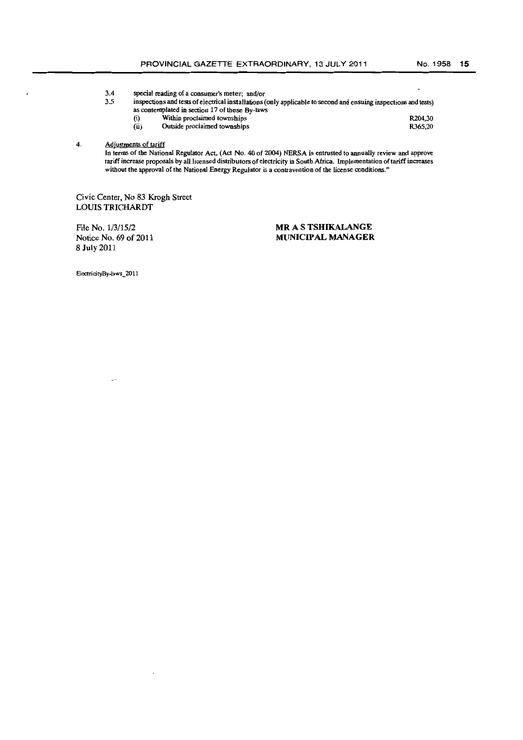3.4 special reading of a consumer's meter; and/or

3.5 inspections and tests of electrical installations (only applicable to second and ensuing inspections and tests) as contemplated in section 17 of these By-laws

| | | |
|---|---|---|
| (i) | Within proclaimed townships | R204,30 |
| (ii) | Outside proclaimed townships | R365,20 |

4. Adjustments of tariff

In terms of the National Regulator Act, (Act No. 40 of 2004) NERSA is entrusted to annually review and approve tariff increase proposals by all licensed distributors of electricity in South Africa. Implementation of tariff increases without the approval of the National Energy Regulator is a contravention of the license conditions."

Civic Center, No 83 Krogh Street
LOUIS TRICHARDT

File No. 1/3/15/2
Notice No. 69 of 2011
8 July 2011

**MR A S TSHIKALANGE**
**MUNICIPAL MANAGER**

ElectricityBy-laws_2011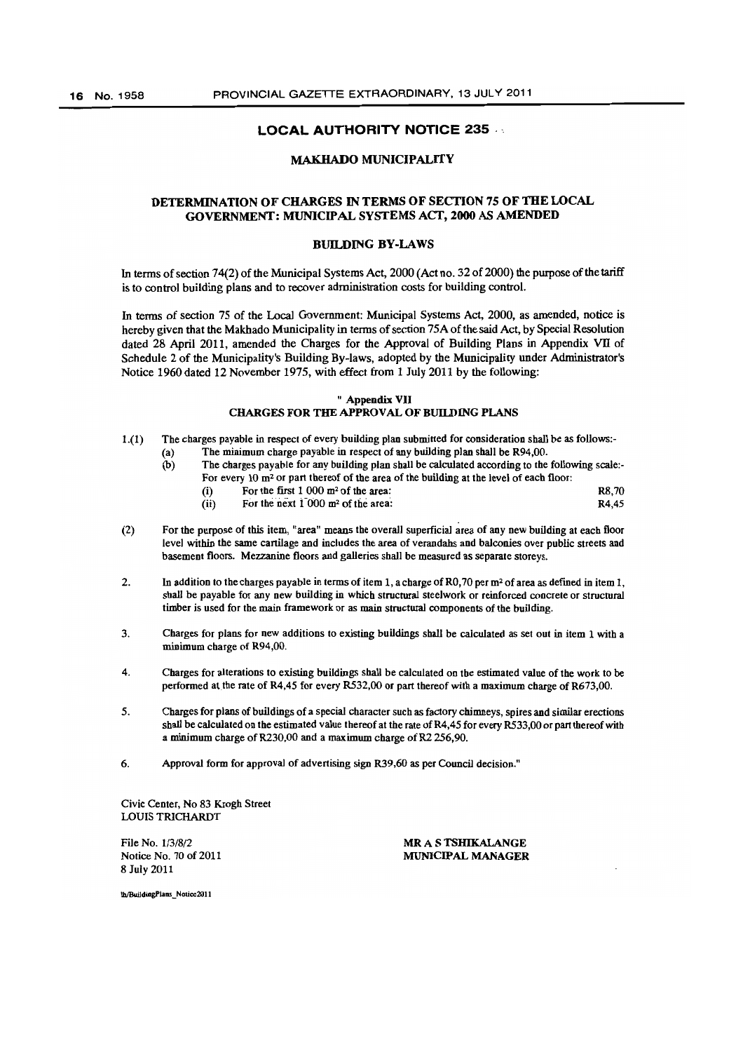## LOCAL AUTHORITY NOTICE 235

### MAKHADO MUNICIPALITY

### DETERMINATION OF CHARGES IN TERMS OF SECTION 75 OF THE LOCAL GOVERNMENT: MUNICIPAL SYSTEMS ACT, 2000 AS AMENDED

### BUILDING BY-LAWS

In terms of section 74(2) of the Municipal Systems Act, 2000 (Act no. 32 of 2000) the purpose of the tariff is to control building plans and to recover administration costs for building control.

In terms of section 75 of the Local Government: Municipal Systems Act, 2000, as amended, notice is hereby given that the Makhado Municipality in terms of section 75A of the said Act, by Special Resolution dated 28 April 2011, amended the Charges for the Approval of Building Plans in Appendix VII of Schedule 2 of the Municipality's Building By-laws, adopted by the Municipality under Administrator's Notice 1960 dated 12 November 1975, with effect from 1 July 2011 by the following:

**" Appendix VII**
**CHARGES FOR THE APPROVAL OF BUILDING PLANS**

1.(1) The charges payable in respect of every building plan submitted for consideration shall be as follows:-

(a) The minimum charge payable in respect of any building plan shall be R94,00.

(b) The charges payable for any building plan shall be calculated according to the following scale:- For every 10 m² or part thereof of the area of the building at the level of each floor:

| | | |
|---|---|---|
| (i) | For the first 1 000 m² of the area: | R8,70 |
| (ii) | For the next 1 000 m² of the area: | R4,45 |

(2) For the purpose of this item, "area" means the overall superficial area of any new building at each floor level within the same cartilage and includes the area of verandahs and balconies over public streets and basement floors. Mezzanine floors and galleries shall be measured as separate storeys.

2. In addition to the charges payable in terms of item 1, a charge of R0,70 per m² of area as defined in item 1, shall be payable for any new building in which structural steelwork or reinforced concrete or structural timber is used for the main framework or as main structural components of the building.

3. Charges for plans for new additions to existing buildings shall be calculated as set out in item 1 with a minimum charge of R94,00.

4. Charges for alterations to existing buildings shall be calculated on the estimated value of the work to be performed at the rate of R4,45 for every R532,00 or part thereof with a maximum charge of R673,00.

5. Charges for plans of buildings of a special character such as factory chimneys, spires and similar erections shall be calculated on the estimated value thereof at the rate of R4,45 for every R533,00 or part thereof with a minimum charge of R230,00 and a maximum charge of R2 256,90.

6. Approval form for approval of advertising sign R39,60 as per Council decision."

Civic Center, No 83 Krogh Street
LOUIS TRICHARDT

File No. 1/3/8/2
Notice No. 70 of 2011
8 July 2011

**MR A S TSHIKALANGE**
**MUNICIPAL MANAGER**

th/BuildingPlans_Notice2011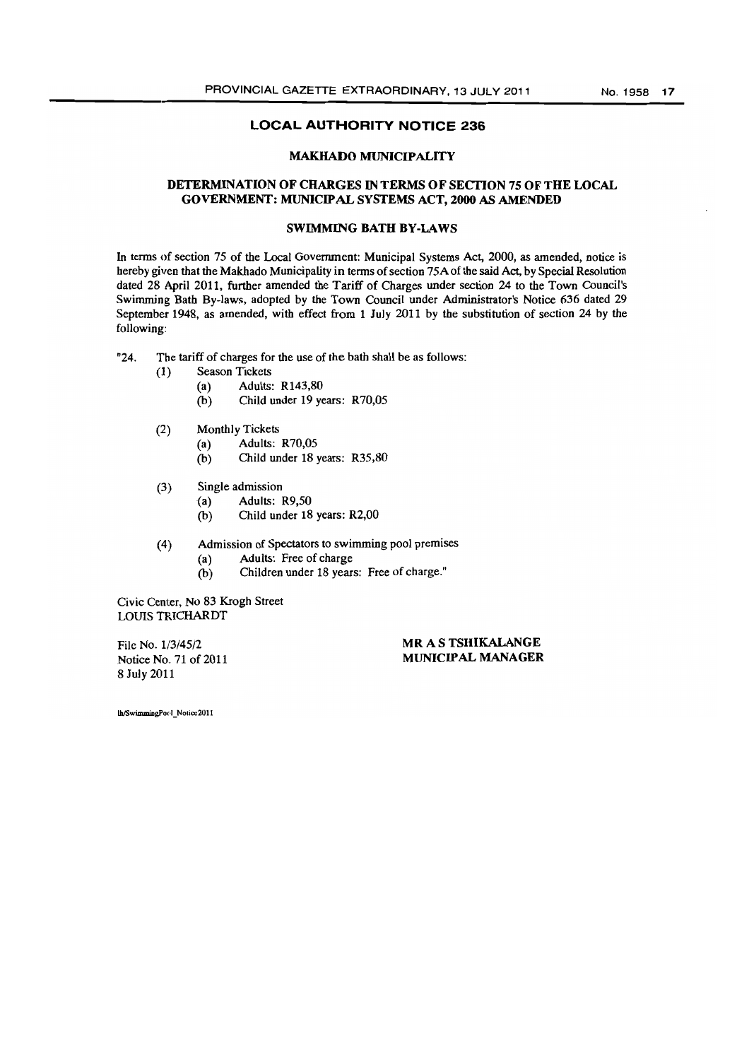## LOCAL AUTHORITY NOTICE 236

### MAKHADO MUNICIPALITY

### DETERMINATION OF CHARGES IN TERMS OF SECTION 75 OF THE LOCAL GOVERNMENT: MUNICIPAL SYSTEMS ACT, 2000 AS AMENDED

### SWIMMING BATH BY-LAWS

In terms of section 75 of the Local Government: Municipal Systems Act, 2000, as amended, notice is hereby given that the Makhado Municipality in terms of section 75A of the said Act, by Special Resolution dated 28 April 2011, further amended the Tariff of Charges under section 24 to the Town Council's Swimming Bath By-laws, adopted by the Town Council under Administrator's Notice 636 dated 29 September 1948, as amended, with effect from 1 July 2011 by the substitution of section 24 by the following:

"24. The tariff of charges for the use of the bath shall be as follows:

(1) Season Tickets
   (a) Adults: R143,80
   (b) Child under 19 years: R70,05

(2) Monthly Tickets
   (a) Adults: R70,05
   (b) Child under 18 years: R35,80

(3) Single admission
   (a) Adults: R9,50
   (b) Child under 18 years: R2,00

(4) Admission of Spectators to swimming pool premises
   (a) Adults: Free of charge
   (b) Children under 18 years: Free of charge."

Civic Center, No 83 Krogh Street
LOUIS TRICHARDT

File No. 1/3/45/2
Notice No. 71 of 2011
8 July 2011

**MR A S TSHIKALANGE**
**MUNICIPAL MANAGER**

lh/SwimmingPool_Notice2011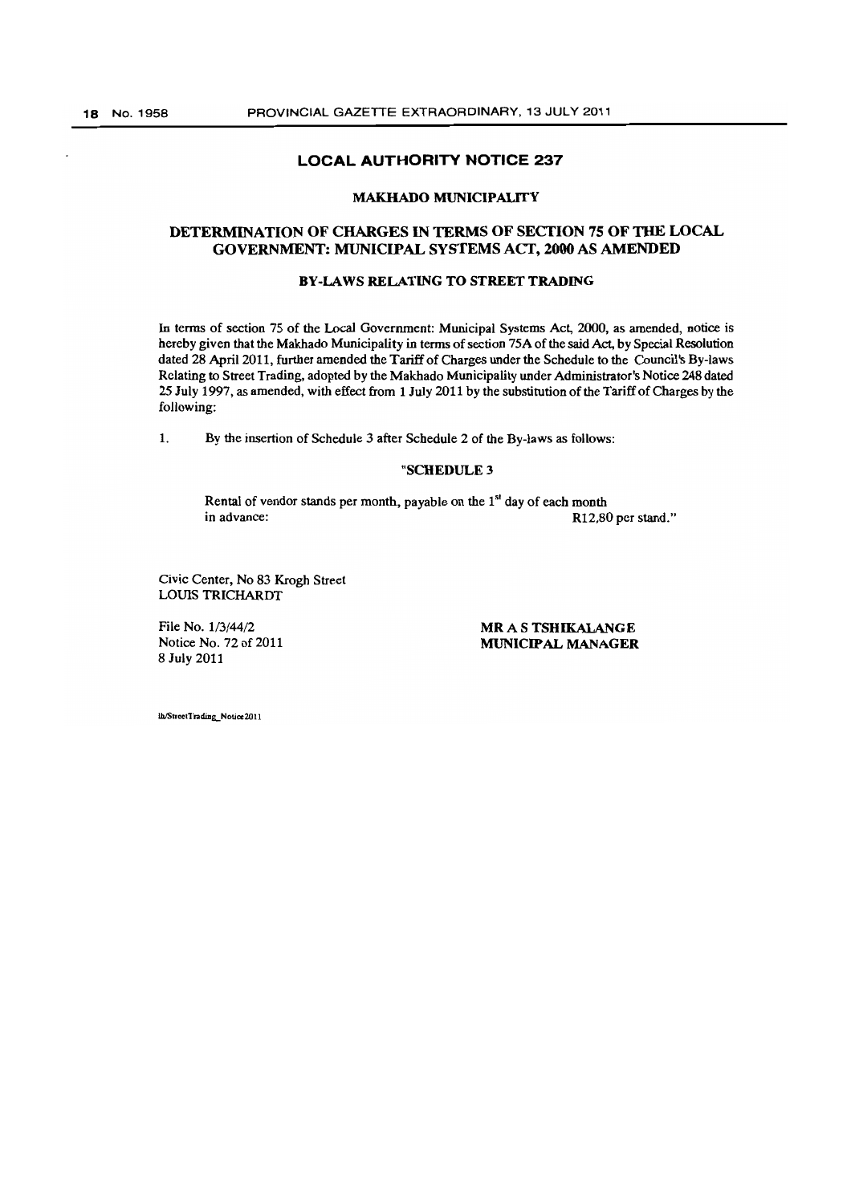## LOCAL AUTHORITY NOTICE 237

### MAKHADO MUNICIPALITY

### DETERMINATION OF CHARGES IN TERMS OF SECTION 75 OF THE LOCAL GOVERNMENT: MUNICIPAL SYSTEMS ACT, 2000 AS AMENDED

#### BY-LAWS RELATING TO STREET TRADING

In terms of section 75 of the Local Government: Municipal Systems Act, 2000, as amended, notice is hereby given that the Makhado Municipality in terms of section 75A of the said Act, by Special Resolution dated 28 April 2011, further amended the Tariff of Charges under the Schedule to the Council's By-laws Relating to Street Trading, adopted by the Makhado Municipality under Administrator's Notice 248 dated 25 July 1997, as amended, with effect from 1 July 2011 by the substitution of the Tariff of Charges by the following:

1. By the insertion of Schedule 3 after Schedule 2 of the By-laws as follows:

**"SCHEDULE 3**

Rental of vendor stands per month, payable on the 1st day of each month in advance: R12,80 per stand."

Civic Center, No 83 Krogh Street
LOUIS TRICHARDT

File No. 1/3/44/2
Notice No. 72 of 2011
8 July 2011

**MR A S TSHIKALANGE**
**MUNICIPAL MANAGER**

lh/StreetTrading_Notice2011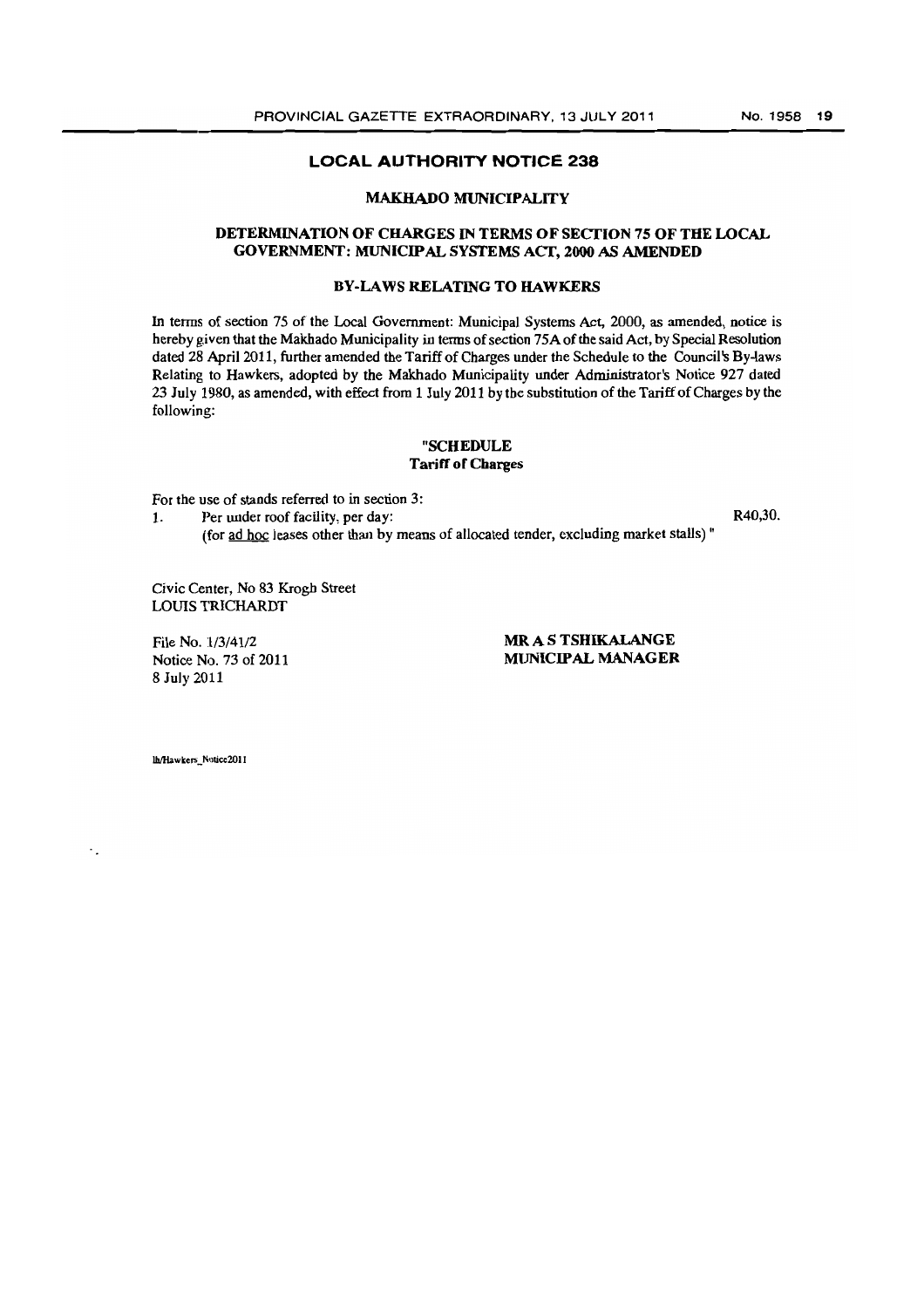## LOCAL AUTHORITY NOTICE 238

### MAKHADO MUNICIPALITY

### DETERMINATION OF CHARGES IN TERMS OF SECTION 75 OF THE LOCAL GOVERNMENT: MUNICIPAL SYSTEMS ACT, 2000 AS AMENDED

### BY-LAWS RELATING TO HAWKERS

In terms of section 75 of the Local Government: Municipal Systems Act, 2000, as amended, notice is hereby given that the Makhado Municipality in terms of section 75A of the said Act, by Special Resolution dated 28 April 2011, further amended the Tariff of Charges under the Schedule to the Council's By-laws Relating to Hawkers, adopted by the Makhado Municipality under Administrator's Notice 927 dated 23 July 1980, as amended, with effect from 1 July 2011 by the substitution of the Tariff of Charges by the following:

**"SCHEDULE**
**Tariff of Charges**

For the use of stands referred to in section 3:

1. Per under roof facility, per day: R40,30.
   (for ad hoc leases other than by means of allocated tender, excluding market stalls) "

Civic Center, No 83 Krogh Street
LOUIS TRICHARDT

File No. 1/3/41/2
Notice No. 73 of 2011
8 July 2011

**MR A S TSHIKALANGE**
**MUNICIPAL MANAGER**

lh/Hawkers_Notice2011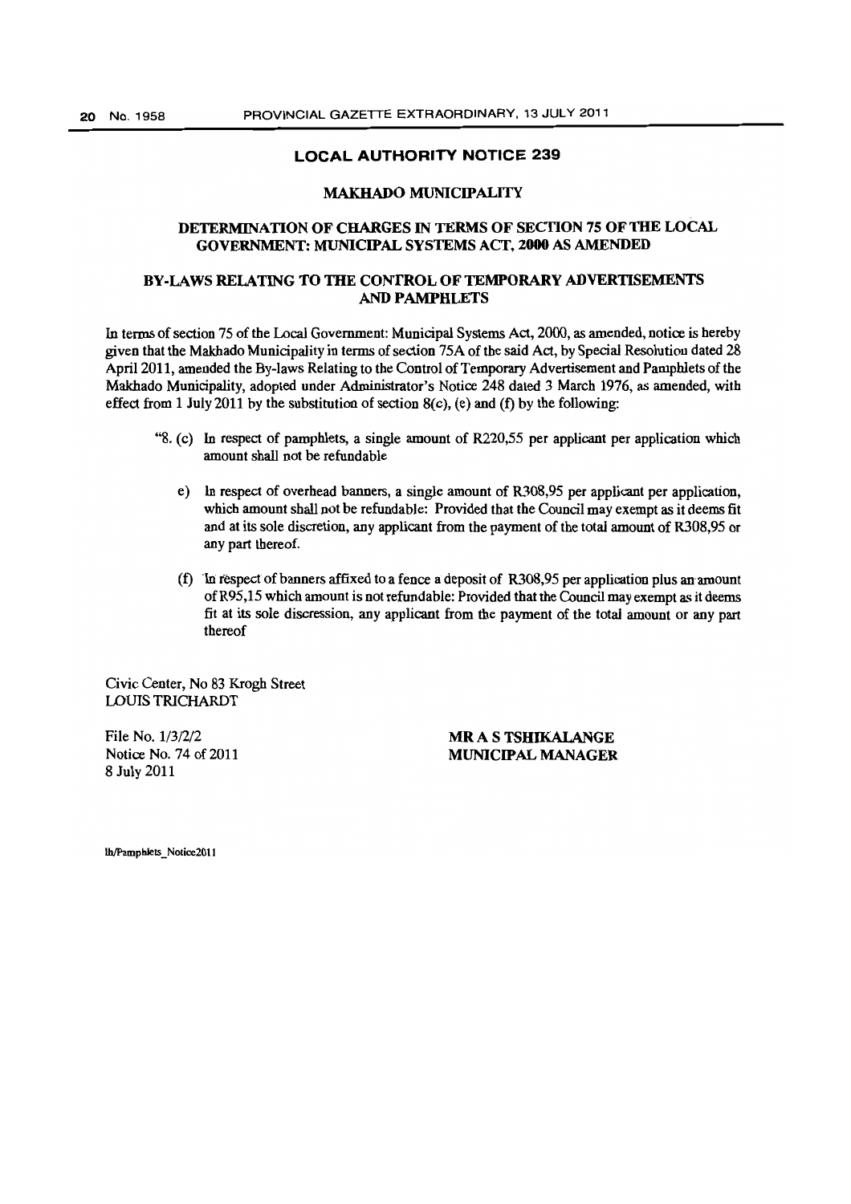## LOCAL AUTHORITY NOTICE 239

### MAKHADO MUNICIPALITY

### DETERMINATION OF CHARGES IN TERMS OF SECTION 75 OF THE LOCAL GOVERNMENT: MUNICIPAL SYSTEMS ACT, 2000 AS AMENDED

### BY-LAWS RELATING TO THE CONTROL OF TEMPORARY ADVERTISEMENTS AND PAMPHLETS

In terms of section 75 of the Local Government: Municipal Systems Act, 2000, as amended, notice is hereby given that the Makhado Municipality in terms of section 75A of the said Act, by Special Resolution dated 28 April 2011, amended the By-laws Relating to the Control of Temporary Advertisement and Pamphlets of the Makhado Municipality, adopted under Administrator's Notice 248 dated 3 March 1976, as amended, with effect from 1 July 2011 by the substitution of section 8(c), (e) and (f) by the following:

"8. (c) In respect of pamphlets, a single amount of R220,55 per applicant per application which amount shall not be refundable

e) In respect of overhead banners, a single amount of R308,95 per applicant per application, which amount shall not be refundable: Provided that the Council may exempt as it deems fit and at its sole discretion, any applicant from the payment of the total amount of R308,95 or any part thereof.

(f) In respect of banners affixed to a fence a deposit of R308,95 per application plus an amount of R95,15 which amount is not refundable: Provided that the Council may exempt as it deems fit at its sole discression, any applicant from the payment of the total amount or any part thereof

Civic Center, No 83 Krogh Street
LOUIS TRICHARDT

File No. 1/3/2/2
Notice No. 74 of 2011
8 July 2011

**MR A S TSHIKALANGE**
**MUNICIPAL MANAGER**

lh/Pamphlets_Notice2011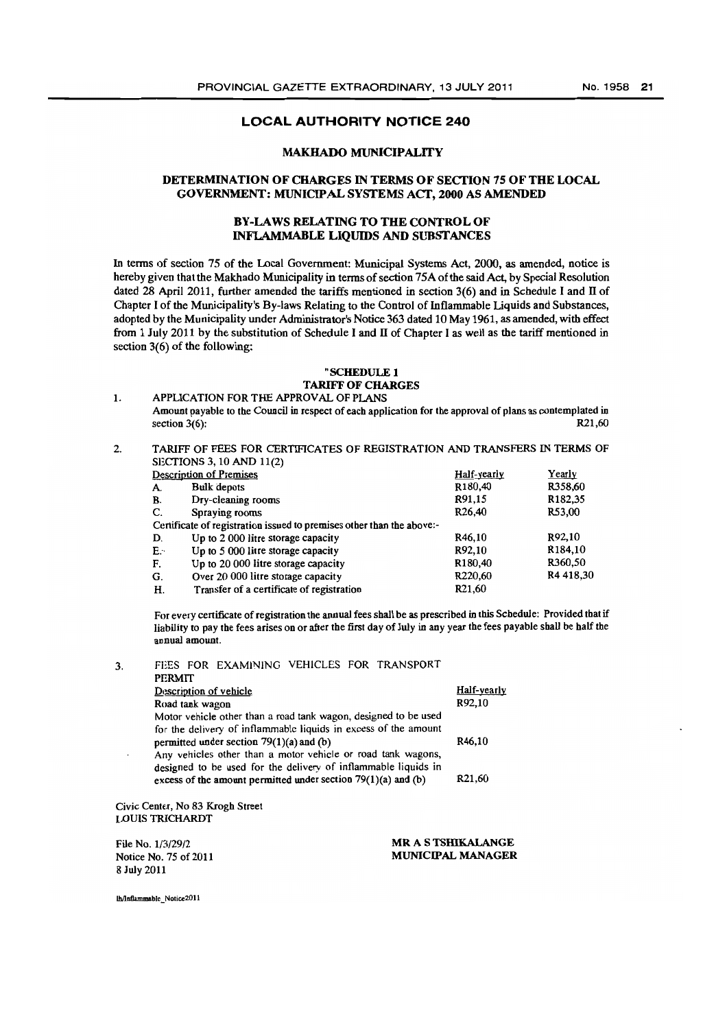## LOCAL AUTHORITY NOTICE 240

### MAKHADO MUNICIPALITY

### DETERMINATION OF CHARGES IN TERMS OF SECTION 75 OF THE LOCAL GOVERNMENT: MUNICIPAL SYSTEMS ACT, 2000 AS AMENDED

### BY-LAWS RELATING TO THE CONTROL OF INFLAMMABLE LIQUIDS AND SUBSTANCES

In terms of section 75 of the Local Government: Municipal Systems Act, 2000, as amended, notice is hereby given that the Makhado Municipality in terms of section 75A of the said Act, by Special Resolution dated 28 April 2011, further amended the tariffs mentioned in section 3(6) and in Schedule I and II of Chapter I of the Municipality's By-laws Relating to the Control of Inflammable Liquids and Substances, adopted by the Municipality under Administrator's Notice 363 dated 10 May 1961, as amended, with effect from 1 July 2011 by the substitution of Schedule I and II of Chapter I as well as the tariff mentioned in section 3(6) of the following:

**"SCHEDULE 1**
**TARIFF OF CHARGES**

1. APPLICATION FOR THE APPROVAL OF PLANS

   Amount payable to the Council in respect of each application for the approval of plans as contemplated in section 3(6): R21,60

2. TARIFF OF FEES FOR CERTIFICATES OF REGISTRATION AND TRANSFERS IN TERMS OF SECTIONS 3, 10 AND 11(2)

| | Description of Premises | Half-yearly | Yearly |
|---|---|---|---|
| A. | Bulk depots | R180,40 | R358,60 |
| B. | Dry-cleaning rooms | R91,15 | R182,35 |
| C. | Spraying rooms | R26,40 | R53,00 |
| | Certificate of registration issued to premises other than the above:- | | |
| D. | Up to 2 000 litre storage capacity | R46,10 | R92,10 |
| E. | Up to 5 000 litre storage capacity | R92,10 | R184,10 |
| F. | Up to 20 000 litre storage capacity | R180,40 | R360,50 |
| G. | Over 20 000 litre storage capacity | R220,60 | R4 418,30 |
| H. | Transfer of a certificate of registration | R21,60 | |

For every certificate of registration the annual fees shall be as prescribed in this Schedule: Provided that if liability to pay the fees arises on or after the first day of July in any year the fees payable shall be half the annual amount.

3. FEES FOR EXAMINING VEHICLES FOR TRANSPORT PERMIT

| Description of vehicle | Half-yearly |
|---|---|
| Road tank wagon | R92,10 |
| Motor vehicle other than a road tank wagon, designed to be used for the delivery of inflammable liquids in excess of the amount permitted under section 79(1)(a) and (b) | R46,10 |
| Any vehicles other than a motor vehicle or road tank wagons, designed to be used for the delivery of inflammable liquids in excess of the amount permitted under section 79(1)(a) and (b) | R21,60 |

Civic Center, No 83 Krogh Street
LOUIS TRICHARDT

File No. 1/3/29/2
Notice No. 75 of 2011
8 July 2011

**MR A S TSHIKALANGE**
**MUNICIPAL MANAGER**

lh/Inflammable_Notice2011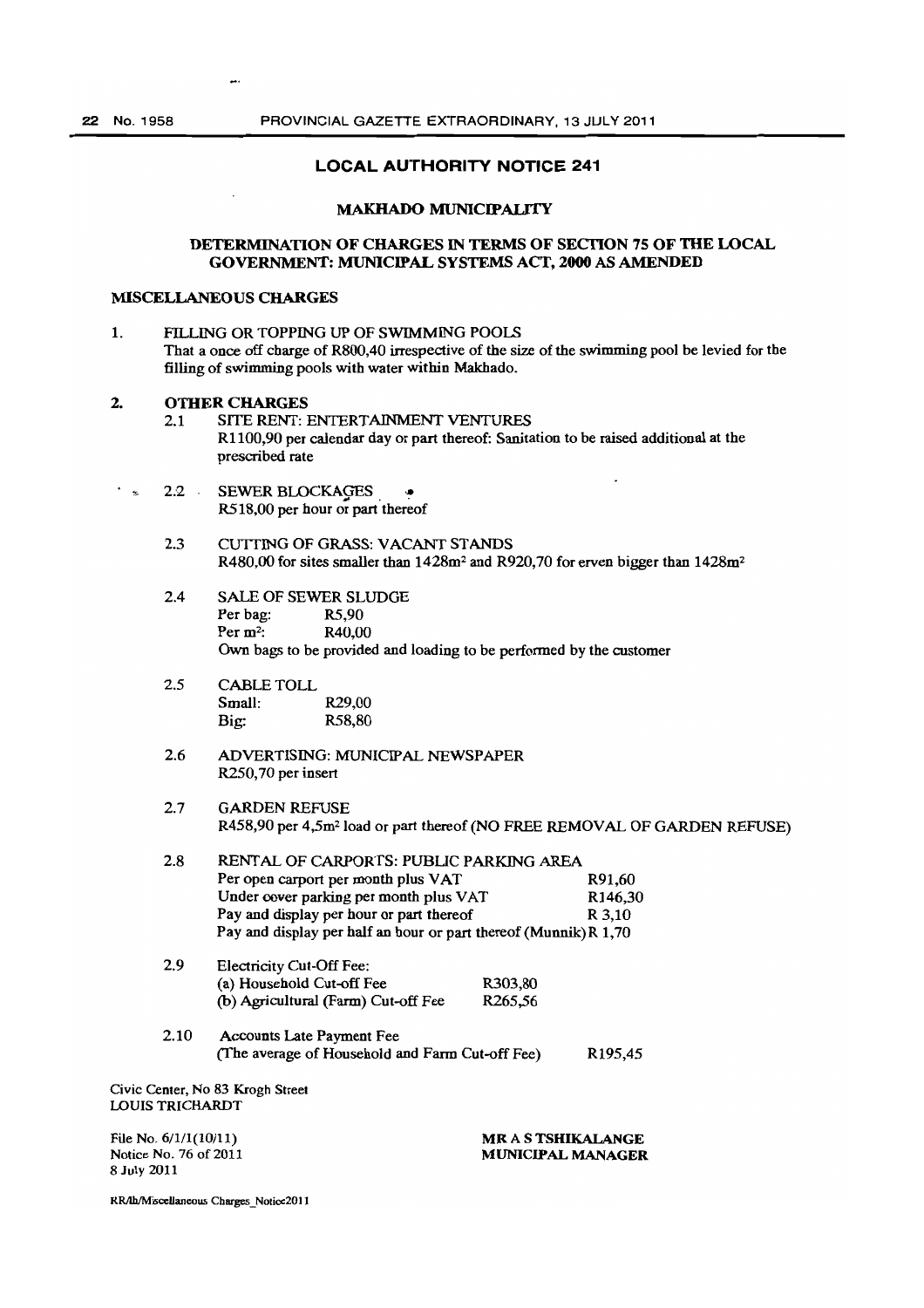## LOCAL AUTHORITY NOTICE 241

### MAKHADO MUNICIPALITY

### DETERMINATION OF CHARGES IN TERMS OF SECTION 75 OF THE LOCAL GOVERNMENT: MUNICIPAL SYSTEMS ACT, 2000 AS AMENDED

**MISCELLANEOUS CHARGES**

1. FILLING OR TOPPING UP OF SWIMMING POOLS
That a once off charge of R800,40 irrespective of the size of the swimming pool be levied for the filling of swimming pools with water within Makhado.

**2. OTHER CHARGES**

2.1 SITE RENT: ENTERTAINMENT VENTURES
R1100,90 per calendar day or part thereof: Sanitation to be raised additional at the prescribed rate

2.2 SEWER BLOCKAGES
R518,00 per hour or part thereof

2.3 CUTTING OF GRASS: VACANT STANDS
R480,00 for sites smaller than 1428m² and R920,70 for erven bigger than 1428m²

2.4 SALE OF SEWER SLUDGE
Per bag: R5,90
Per m²: R40,00
Own bags to be provided and loading to be performed by the customer

2.5 CABLE TOLL
Small: R29,00
Big: R58,80

2.6 ADVERTISING: MUNICIPAL NEWSPAPER
R250,70 per insert

2.7 GARDEN REFUSE
R458,90 per 4,5m² load or part thereof (NO FREE REMOVAL OF GARDEN REFUSE)

2.8 RENTAL OF CARPORTS: PUBLIC PARKING AREA

| | |
|---|---|
| Per open carport per month plus VAT | R91,60 |
| Under cover parking per month plus VAT | R146,30 |
| Pay and display per hour or part thereof | R 3,10 |
| Pay and display per half an hour or part thereof (Munnik) | R 1,70 |

2.9 Electricity Cut-Off Fee:

| | |
|---|---|
| (a) Household Cut-off Fee | R303,80 |
| (b) Agricultural (Farm) Cut-off Fee | R265,56 |

2.10 Accounts Late Payment Fee
(The average of Household and Farm Cut-off Fee) R195,45

Civic Center, No 83 Krogh Street
LOUIS TRICHARDT

File No. 6/1/1(10/11)
Notice No. 76 of 2011
8 July 2011

**MR A S TSHIKALANGE**
**MUNICIPAL MANAGER**

RR/lh/Miscellaneous Charges_Notice2011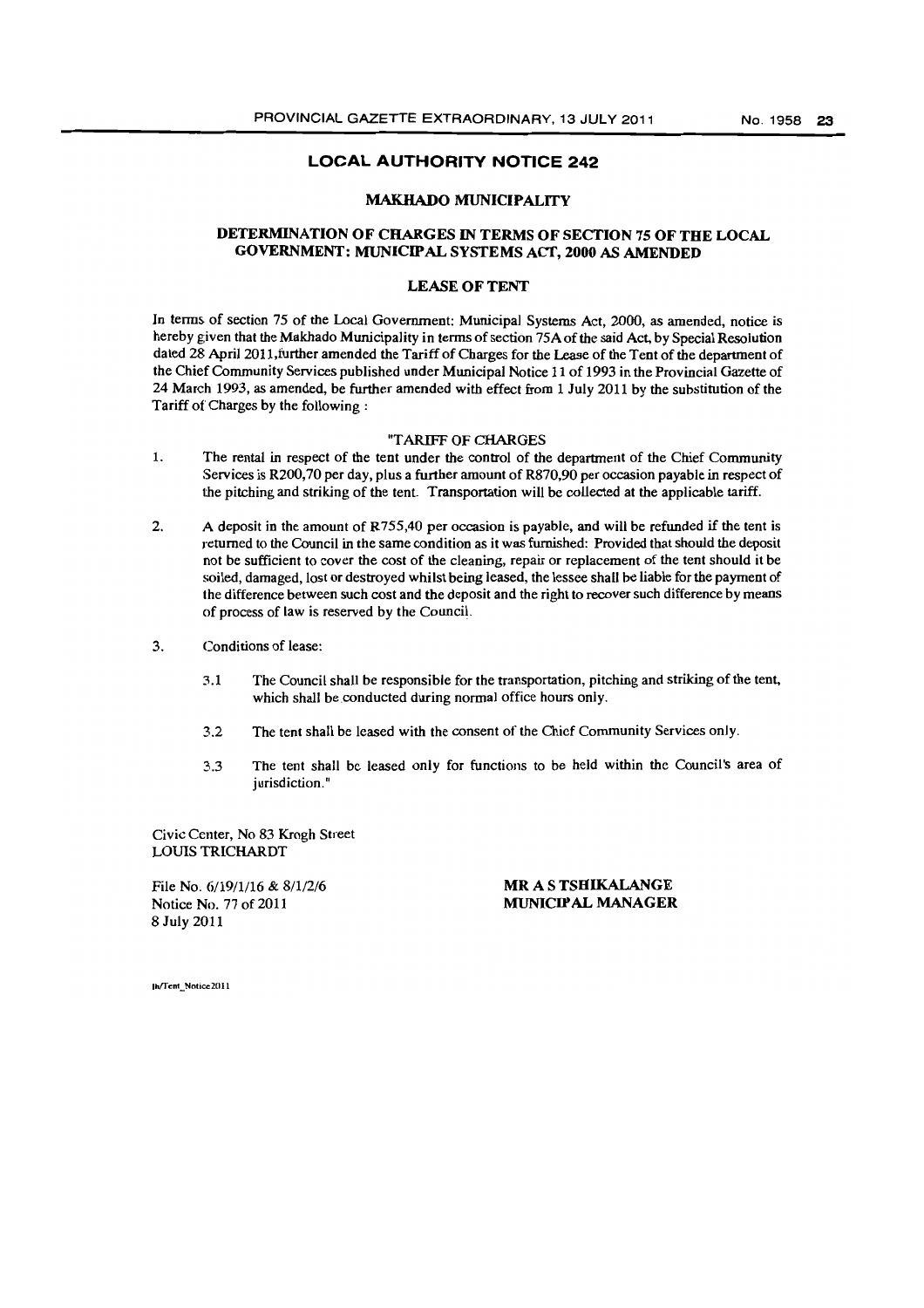## LOCAL AUTHORITY NOTICE 242

### MAKHADO MUNICIPALITY

### DETERMINATION OF CHARGES IN TERMS OF SECTION 75 OF THE LOCAL GOVERNMENT: MUNICIPAL SYSTEMS ACT, 2000 AS AMENDED

### LEASE OF TENT

In terms of section 75 of the Local Government: Municipal Systems Act, 2000, as amended, notice is hereby given that the Makhado Municipality in terms of section 75A of the said Act, by Special Resolution dated 28 April 2011, further amended the Tariff of Charges for the Lease of the Tent of the department of the Chief Community Services published under Municipal Notice 11 of 1993 in the Provincial Gazette of 24 March 1993, as amended, be further amended with effect from 1 July 2011 by the substitution of the Tariff of Charges by the following :

"TARIFF OF CHARGES

1. The rental in respect of the tent under the control of the department of the Chief Community Services is R200,70 per day, plus a further amount of R870,90 per occasion payable in respect of the pitching and striking of the tent. Transportation will be collected at the applicable tariff.

2. A deposit in the amount of R755,40 per occasion is payable, and will be refunded if the tent is returned to the Council in the same condition as it was furnished: Provided that should the deposit not be sufficient to cover the cost of the cleaning, repair or replacement of the tent should it be soiled, damaged, lost or destroyed whilst being leased, the lessee shall be liable for the payment of the difference between such cost and the deposit and the right to recover such difference by means of process of law is reserved by the Council.

3. Conditions of lease:

   3.1 The Council shall be responsible for the transportation, pitching and striking of the tent, which shall be conducted during normal office hours only.

   3.2 The tent shall be leased with the consent of the Chief Community Services only.

   3.3 The tent shall be leased only for functions to be held within the Council's area of jurisdiction."

Civic Center, No 83 Krogh Street
LOUIS TRICHARDT

File No. 6/19/1/16 & 8/1/2/6
Notice No. 77 of 2011
8 July 2011

**MR A S TSHIKALANGE**
**MUNICIPAL MANAGER**

lh/Tent_Notice2011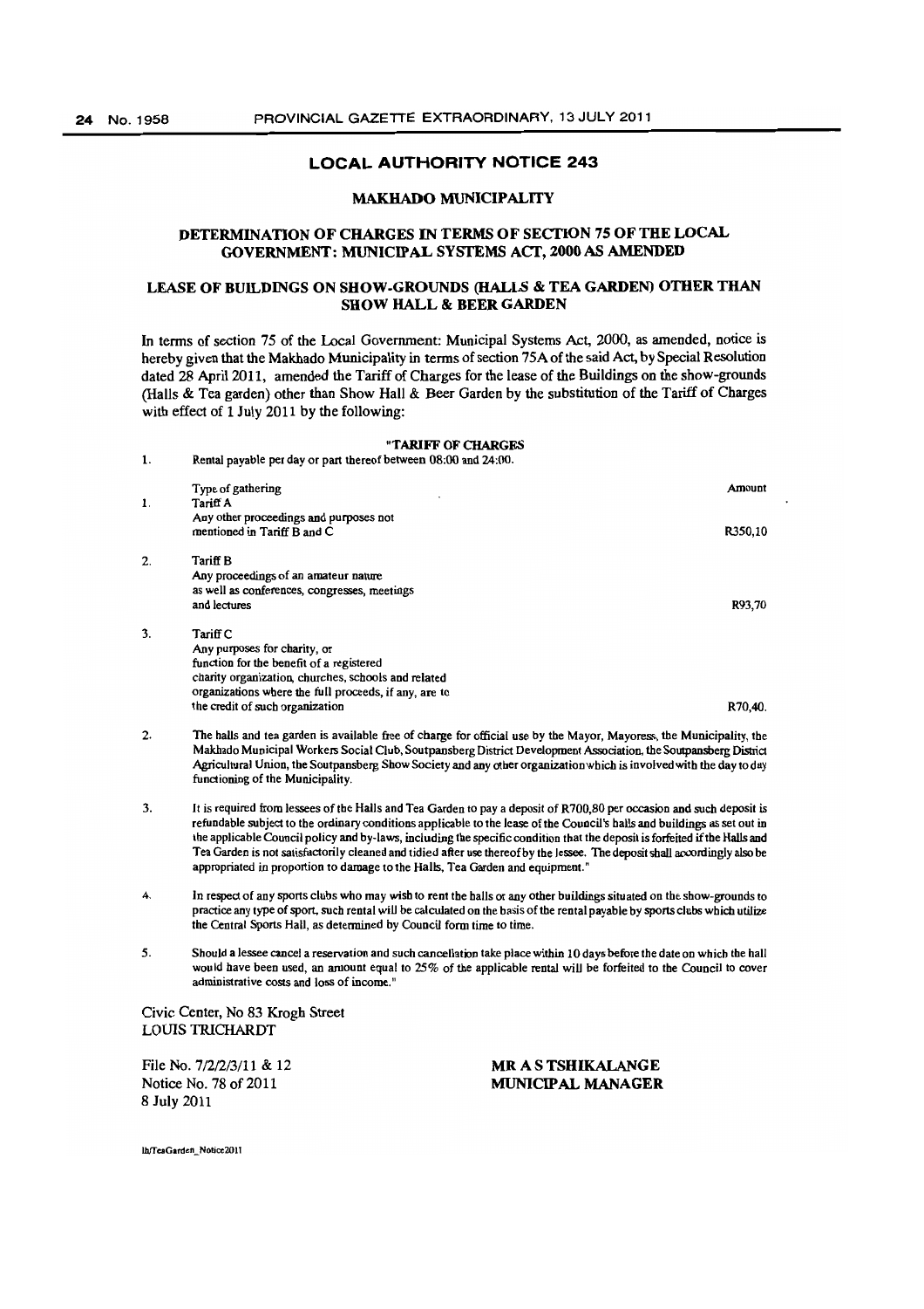## LOCAL AUTHORITY NOTICE 243

### MAKHADO MUNICIPALITY

### DETERMINATION OF CHARGES IN TERMS OF SECTION 75 OF THE LOCAL GOVERNMENT: MUNICIPAL SYSTEMS ACT, 2000 AS AMENDED

### LEASE OF BUILDINGS ON SHOW-GROUNDS (HALLS & TEA GARDEN) OTHER THAN SHOW HALL & BEER GARDEN

In terms of section 75 of the Local Government: Municipal Systems Act, 2000, as amended, notice is hereby given that the Makhado Municipality in terms of section 75A of the said Act, by Special Resolution dated 28 April 2011, amended the Tariff of Charges for the lease of the Buildings on the show-grounds (Halls & Tea garden) other than Show Hall & Beer Garden by the substitution of the Tariff of Charges with effect of 1 July 2011 by the following:

**"TARIFF OF CHARGES**

1. Rental payable per day or part thereof between 08:00 and 24:00.

| | Type of gathering | Amount |
|---|---|---|
| 1. | Tariff A<br>Any other proceedings and purposes not mentioned in Tariff B and C | R350,10 |
| 2. | Tariff B<br>Any proceedings of an amateur nature as well as conferences, congresses, meetings and lectures | R93,70 |
| 3. | Tariff C<br>Any purposes for charity, or function for the benefit of a registered charity organization, churches, schools and related organizations where the full proceeds, if any, are to the credit of such organization | R70,40. |

2. The halls and tea garden is available free of charge for official use by the Mayor, Mayoress, the Municipality, the Makhado Municipal Workers Social Club, Soutpansberg District Development Association, the Soutpansberg District Agricultural Union, the Soutpansberg Show Society and any other organization which is involved with the day to day functioning of the Municipality.

3. It is required from lessees of the Halls and Tea Garden to pay a deposit of R700,80 per occasion and such deposit is refundable subject to the ordinary conditions applicable to the lease of the Council's halls and buildings as set out in the applicable Council policy and by-laws, including the specific condition that the deposit is forfeited if the Halls and Tea Garden is not satisfactorily cleaned and tidied after use thereof by the lessee. The deposit shall accordingly also be appropriated in proportion to damage to the Halls, Tea Garden and equipment."

4. In respect of any sports clubs who may wish to rent the halls or any other buildings situated on the show-grounds to practice any type of sport, such rental will be calculated on the basis of the rental payable by sports clubs which utilize the Central Sports Hall, as determined by Council form time to time.

5. Should a lessee cancel a reservation and such cancellation take place within 10 days before the date on which the hall would have been used, an amount equal to 25% of the applicable rental will be forfeited to the Council to cover administrative costs and loss of income."

Civic Center, No 83 Krogh Street
LOUIS TRICHARDT

File No. 7/2/2/3/11 & 12
Notice No. 78 of 2011
8 July 2011

**MR A S TSHIKALANGE**
**MUNICIPAL MANAGER**

lh/TeaGarden_Notice2011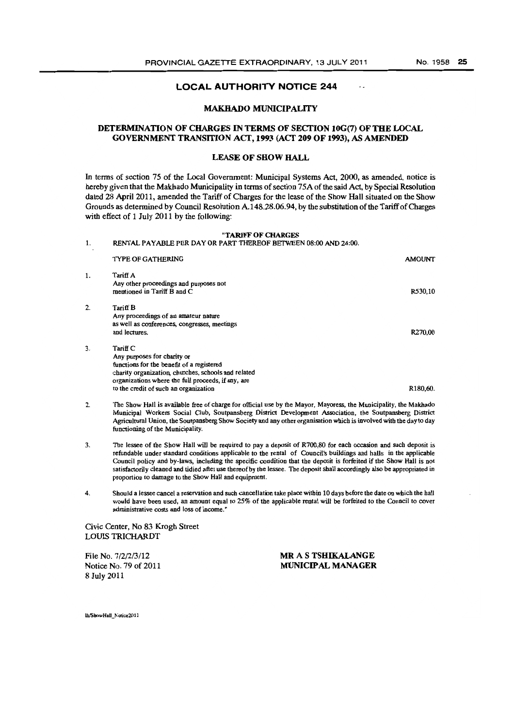## LOCAL AUTHORITY NOTICE 244

### MAKHADO MUNICIPALITY

### DETERMINATION OF CHARGES IN TERMS OF SECTION 10G(7) OF THE LOCAL GOVERNMENT TRANSITION ACT, 1993 (ACT 209 OF 1993), AS AMENDED

### LEASE OF SHOW HALL

In terms of section 75 of the Local Government: Municipal Systems Act, 2000, as amended, notice is hereby given that the Makhado Municipality in terms of section 75A of the said Act, by Special Resolution dated 28 April 2011, amended the Tariff of Charges for the lease of the Show Hall situated on the Show Grounds as determined by Council Resolution A.148.28.06.94, by the substitution of the Tariff of Charges with effect of 1 July 2011 by the following:

**"TARIFF OF CHARGES**

1. RENTAL PAYABLE PER DAY OR PART THEREOF BETWEEN 08:00 AND 24:00.

| | TYPE OF GATHERING | AMOUNT |
|---|---|---|
| 1. | Tariff A<br>Any other proceedings and purposes not mentioned in Tariff B and C | R530,10 |
| 2. | Tariff B<br>Any proceedings of an amateur nature as well as conferences, congresses, meetings and lectures. | R270,00 |
| 3. | Tariff C<br>Any purposes for charity or functions for the benefit of a registered charity organization, churches, schools and related organizations where the full proceeds, if any, are to the credit of such an organization | R180,60. |

2. The Show Hall is available free of charge for official use by the Mayor, Mayoress, the Municipality, the Makhado Municipal Workers Social Club, Soutpansberg District Development Association, the Soutpansberg District Agricultural Union, the Soutpansberg Show Society and any other organisation which is involved with the day to day functioning of the Municipality.

3. The lessee of the Show Hall will be required to pay a deposit of R700,80 for each occasion and such deposit is refundable under standard conditions applicable to the rental of Council's buildings and halls in the applicable Council policy and by-laws, including the specific condition that the deposit is forfeited if the Show Hall is not satisfactorily cleaned and tidied after use thereof by the lessee. The deposit shall accordingly also be appropriated in proportion to damage to the Show Hall and equipment.

4. Should a lessee cancel a reservation and such cancellation take place within 10 days before the date on which the hall would have been used, an amount equal to 25% of the applicable rental will be forfeited to the Council to cover administrative costs and loss of income."

Civic Center, No 83 Krogh Street
LOUIS TRICHARDT

File No. 7/2/2/3/12
Notice No. 79 of 2011
8 July 2011

**MR A S TSHIKALANGE**
**MUNICIPAL MANAGER**

lh/ShowHall_Notice2011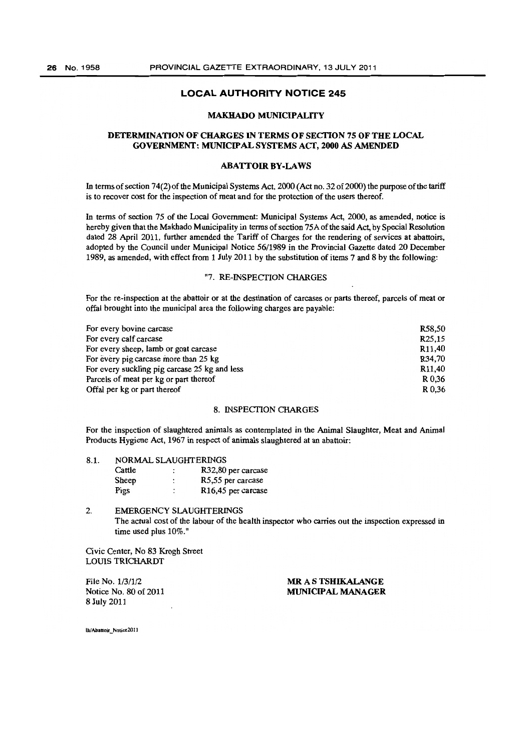## LOCAL AUTHORITY NOTICE 245

### MAKHADO MUNICIPALITY

### DETERMINATION OF CHARGES IN TERMS OF SECTION 75 OF THE LOCAL GOVERNMENT: MUNICIPAL SYSTEMS ACT, 2000 AS AMENDED

### ABATTOIR BY-LAWS

In terms of section 74(2) of the Municipal Systems Act, 2000 (Act no. 32 of 2000) the purpose of the tariff is to recover cost for the inspection of meat and for the protection of the users thereof.

In terms of section 75 of the Local Government: Municipal Systems Act, 2000, as amended, notice is hereby given that the Makhado Municipality in terms of section 75A of the said Act, by Special Resolution dated 28 April 2011, further amended the Tariff of Charges for the rendering of services at abattoirs, adopted by the Council under Municipal Notice 56/1989 in the Provincial Gazette dated 20 December 1989, as amended, with effect from 1 July 2011 by the substitution of items 7 and 8 by the following:

"7. RE-INSPECTION CHARGES

For the re-inspection at the abattoir or at the destination of carcases or parts thereof, parcels of meat or offal brought into the municipal area the following charges are payable:

| | |
|---|---|
| For every bovine carcase | R58,50 |
| For every calf carcase | R25,15 |
| For every sheep, lamb or goat carcase | R11,40 |
| For every pig carcase more than 25 kg | R34,70 |
| For every suckling pig carcase 25 kg and less | R11,40 |
| Parcels of meat per kg or part thereof | R 0,36 |
| Offal per kg or part thereof | R 0,36 |

8. INSPECTION CHARGES

For the inspection of slaughtered animals as contemplated in the Animal Slaughter, Meat and Animal Products Hygiene Act, 1967 in respect of animals slaughtered at an abattoir:

8.1. NORMAL SLAUGHTERINGS

| | | |
|---|---|---|
| Cattle | : | R32,80 per carcase |
| Sheep | : | R5,55 per carcase |
| Pigs | : | R16,45 per carcase |

2. EMERGENCY SLAUGHTERINGS

The actual cost of the labour of the health inspector who carries out the inspection expressed in time used plus 10%."

Civic Center, No 83 Krogh Street
LOUIS TRICHARDT

File No. 1/3/1/2
Notice No. 80 of 2011
8 July 2011

**MR A S TSHIKALANGE**
**MUNICIPAL MANAGER**

lh/Abattoir_Notice2011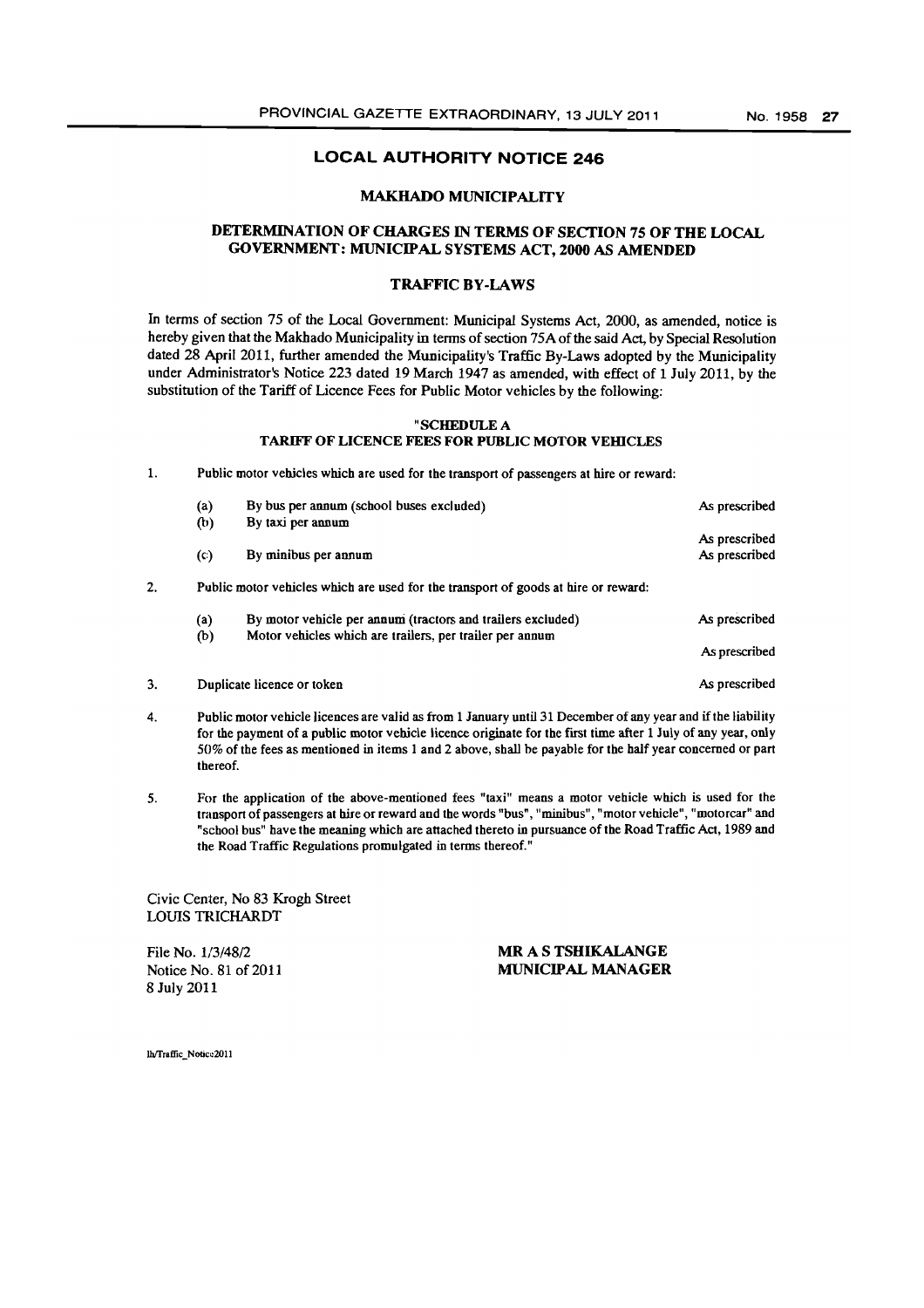## LOCAL AUTHORITY NOTICE 246

### MAKHADO MUNICIPALITY

### DETERMINATION OF CHARGES IN TERMS OF SECTION 75 OF THE LOCAL GOVERNMENT: MUNICIPAL SYSTEMS ACT, 2000 AS AMENDED

### TRAFFIC BY-LAWS

In terms of section 75 of the Local Government: Municipal Systems Act, 2000, as amended, notice is hereby given that the Makhado Municipality in terms of section 75A of the said Act, by Special Resolution dated 28 April 2011, further amended the Municipality's Traffic By-Laws adopted by the Municipality under Administrator's Notice 223 dated 19 March 1947 as amended, with effect of 1 July 2011, by the substitution of the Tariff of Licence Fees for Public Motor vehicles by the following:

**"SCHEDULE A**
**TARIFF OF LICENCE FEES FOR PUBLIC MOTOR VEHICLES**

1. Public motor vehicles which are used for the transport of passengers at hire or reward:

| | | |
|---|---|---|
| (a) | By bus per annum (school buses excluded) | As prescribed |
| (b) | By taxi per annum | As prescribed |
| (c) | By minibus per annum | As prescribed |

2. Public motor vehicles which are used for the transport of goods at hire or reward:

| | | |
|---|---|---|
| (a) | By motor vehicle per annum (tractors and trailers excluded) | As prescribed |
| (b) | Motor vehicles which are trailers, per trailer per annum | As prescribed |

3. Duplicate licence or token — As prescribed

4. Public motor vehicle licences are valid as from 1 January until 31 December of any year and if the liability for the payment of a public motor vehicle licence originate for the first time after 1 July of any year, only 50% of the fees as mentioned in items 1 and 2 above, shall be payable for the half year concerned or part thereof.

5. For the application of the above-mentioned fees "taxi" means a motor vehicle which is used for the transport of passengers at hire or reward and the words "bus", "minibus", "motor vehicle", "motorcar" and "school bus" have the meaning which are attached thereto in pursuance of the Road Traffic Act, 1989 and the Road Traffic Regulations promulgated in terms thereof."

Civic Center, No 83 Krogh Street
LOUIS TRICHARDT

File No. 1/3/48/2
Notice No. 81 of 2011
8 July 2011

**MR A S TSHIKALANGE**
**MUNICIPAL MANAGER**

lh/Traffic_Notice2011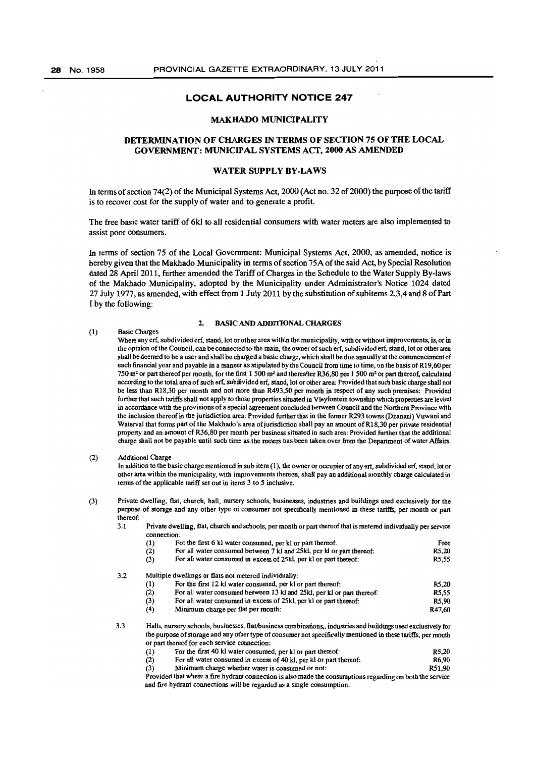## LOCAL AUTHORITY NOTICE 247

### MAKHADO MUNICIPALITY

### DETERMINATION OF CHARGES IN TERMS OF SECTION 75 OF THE LOCAL GOVERNMENT: MUNICIPAL SYSTEMS ACT, 2000 AS AMENDED

### WATER SUPPLY BY-LAWS

In terms of section 74(2) of the Municipal Systems Act, 2000 (Act no. 32 of 2000) the purpose of the tariff is to recover cost for the supply of water and to generate a profit.

The free basic water tariff of 6kl to all residential consumers with water meters are also implemented to assist poor consumers.

In terms of section 75 of the Local Government: Municipal Systems Act, 2000, as amended, notice is hereby given that the Makhado Municipality in terms of section 75A of the said Act, by Special Resolution dated 28 April 2011, further amended the Tariff of Charges in the Schedule to the Water Supply By-laws of the Makhado Municipality, adopted by the Municipality under Administrator's Notice 1024 dated 27 July 1977, as amended, with effect from 1 July 2011 by the substitution of subitems 2,3,4 and 8 of Part I by the following:

**2. BASIC AND ADDITIONAL CHARGES**

(1) Basic Charges

Where any erf, subdivided erf, stand, lot or other area within the municipality, with or without improvements, is, or in the opinion of the Council, can be connected to the main, the owner of such erf, subdivided erf, stand, lot or other area shall be deemed to be a user and shall be charged a basic charge, which shall be due annually at the commencement of each financial year and payable in a manner as stipulated by the Council from time to time, on the basis of R19,60 per 750 m² or part thereof per month, for the first 1 500 m² and thereafter R36,80 per 1 500 m² or part thereof, calculated according to the total area of such erf, subdivided erf, stand, lot or other area: Provided that such basic charge shall not be less than R18,30 per month and not more than R493,50 per month in respect of any such premises: Provided further that such tariffs shall not apply to those properties situated in Vleyfontein township which properties are levied in accordance with the provisions of a special agreement concluded between Council and the Northern Province with the inclusion thereof in the jurisdiction area: Provided further that in the former R293 towns (Dzanani) Vuwani and Waterval that forms part of the Makhado's area of jurisdiction shall pay an amount of R18,30 per private residential property and an amount of R36,80 per month per business situated in such area: Provided further that the additional charge shall not be payable until such time as the meters has been taken over from the Department of water Affairs.

(2) Additional Charge

In addition to the basic charge mentioned in sub item (1), the owner or occupier of any erf, subdivided erf, stand, lot or other area within the municipality, with improvements thereon, shall pay an additional monthly charge calculated in terms of the applicable tariff set out in items 3 to 5 inclusive.

(3) Private dwelling, flat, church, hall, nursery schools, businesses, industries and buildings used exclusively for the purpose of storage and any other type of consumer not specifically mentioned in these tariffs, per month or part thereof:

3.1 Private dwelling, flat, church and schools, per month or part thereof that is metered individually per service connection:

| | | |
|---|---|---|
| (1) | For the first 6 kl water consumed, per kl or part thereof: | Free |
| (2) | For all water consumed between 7 kl and 25kl, per kl or part thereof: | R5,20 |
| (3) | For all water consumed in excess of 25kl, per kl or part thereof: | R5,55 |

3.2 Multiple dwellings or flats not metered individually:

| | | |
|---|---|---|
| (1) | For the first 12 kl water consumed, per kl or part thereof: | R5,20 |
| (2) | For all water consumed between 13 kl and 25kl, per kl or part thereof: | R5,55 |
| (3) | For all water consumed in excess of 25kl, per kl or part thereof: | R5,90 |
| (4) | Minimum charge per flat per month: | R47,60 |

3.3 Halls, nursery schools, businesses, flat/business combinations,, industries and buildings used exclusively for the purpose of storage and any other type of consumer not specifically mentioned in these tariffs, per month or part thereof for each service connection:

| | | |
|---|---|---|
| (1) | For the first 40 kl water consumed, per kl or part thereof: | R5,20 |
| (2) | For all water consumed in excess of 40 kl, per kl or part thereof: | R6,90 |
| (3) | Minimum charge whether water is consumed or not: | R51,90 |

Provided that where a fire hydrant connection is also made the consumptions regarding on both the service and fire hydrant connections will be regarded as a single consumption.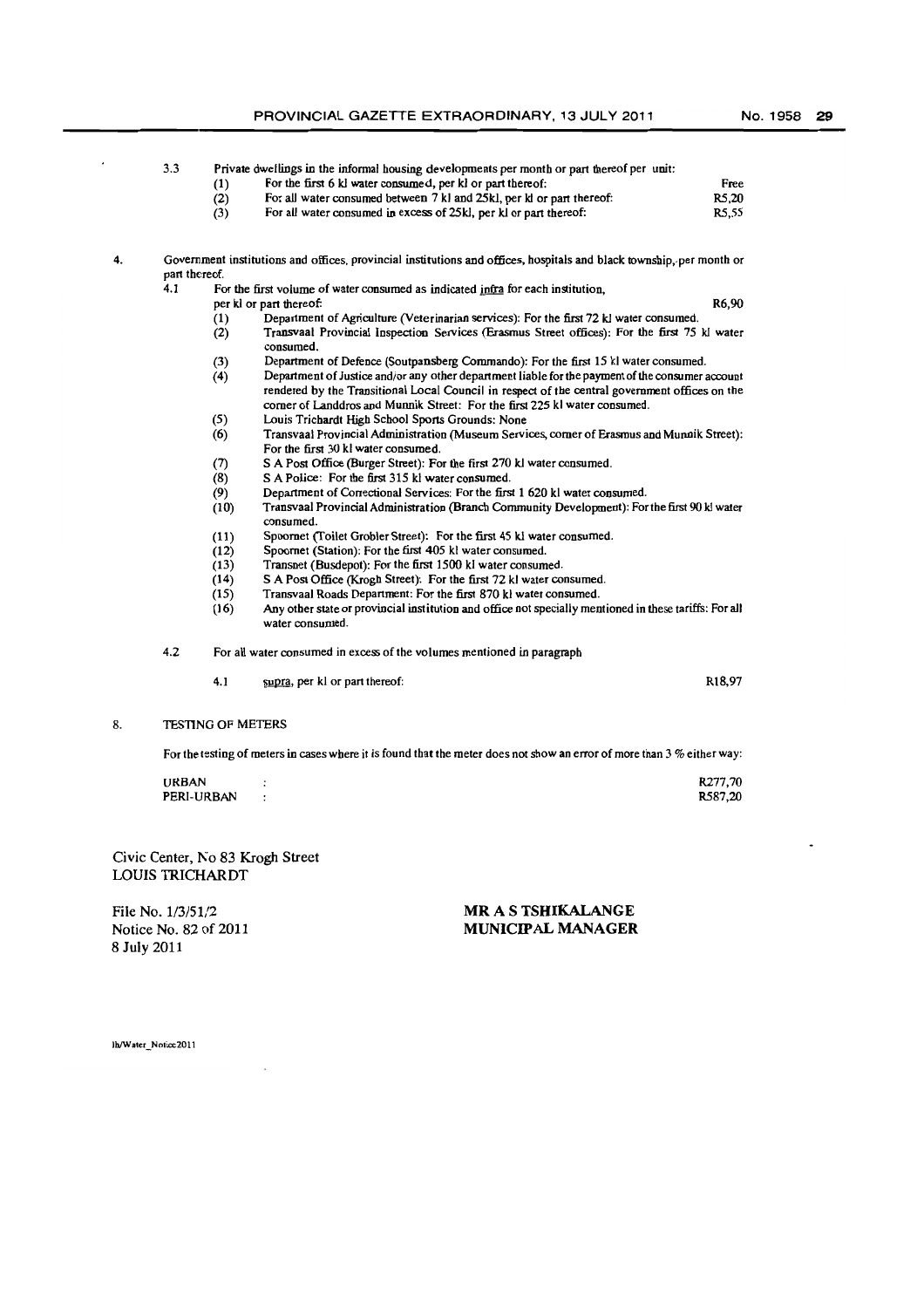3.3 Private dwellings in the informal housing developments per month or part thereof per unit:

| | | |
|---|---|---|
| (1) | For the first 6 kl water consumed, per kl or part thereof: | Free |
| (2) | For all water consumed between 7 kl and 25kl, per kl or part thereof: | R5,20 |
| (3) | For all water consumed in excess of 25kl, per kl or part thereof: | R5,55 |

4. Government institutions and offices, provincial institutions and offices, hospitals and black township, per month or part thereof.

4.1 For the first volume of water consumed as indicated infra for each institution, per kl or part thereof: R6,90

(1) Department of Agriculture (Veterinarian services): For the first 72 kl water consumed.
(2) Transvaal Provincial Inspection Services (Erasmus Street offices): For the first 75 kl water consumed.
(3) Department of Defence (Soutpansberg Commando): For the first 15 kl water consumed.
(4) Department of Justice and/or any other department liable for the payment of the consumer account rendered by the Transitional Local Council in respect of the central government offices on the corner of Landdros and Munnik Street: For the first 225 kl water consumed.
(5) Louis Trichardt High School Sports Grounds: None
(6) Transvaal Provincial Administration (Museum Services, corner of Erasmus and Munnik Street): For the first 30 kl water consumed.
(7) S A Post Office (Burger Street): For the first 270 kl water consumed.
(8) S A Police: For the first 315 kl water consumed.
(9) Department of Correctional Services: For the first 1 620 kl water consumed.
(10) Transvaal Provincial Administration (Branch Community Development): For the first 90 kl water consumed.
(11) Spoornet (Toilet Grobler Street): For the first 45 kl water consumed.
(12) Spoornet (Station): For the first 405 kl water consumed.
(13) Transnet (Busdepot): For the first 1500 kl water consumed.
(14) S A Post Office (Krogh Street): For the first 72 kl water consumed.
(15) Transvaal Roads Department: For the first 870 kl water consumed.
(16) Any other state or provincial institution and office not specially mentioned in these tariffs: For all water consumed.

4.2 For all water consumed in excess of the volumes mentioned in paragraph

4.1 supra, per kl or part thereof: R18,97

8. TESTING OF METERS

For the testing of meters in cases where it is found that the meter does not show an error of more than 3 % either way:

| | | |
|---|---|---|
| URBAN | : | R277,70 |
| PERI-URBAN | : | R587,20 |

Civic Center, No 83 Krogh Street
LOUIS TRICHARDT

File No. 1/3/51/2
Notice No. 82 of 2011
8 July 2011

**MR A S TSHIKALANGE**
**MUNICIPAL MANAGER**

lh/Water_Notice2011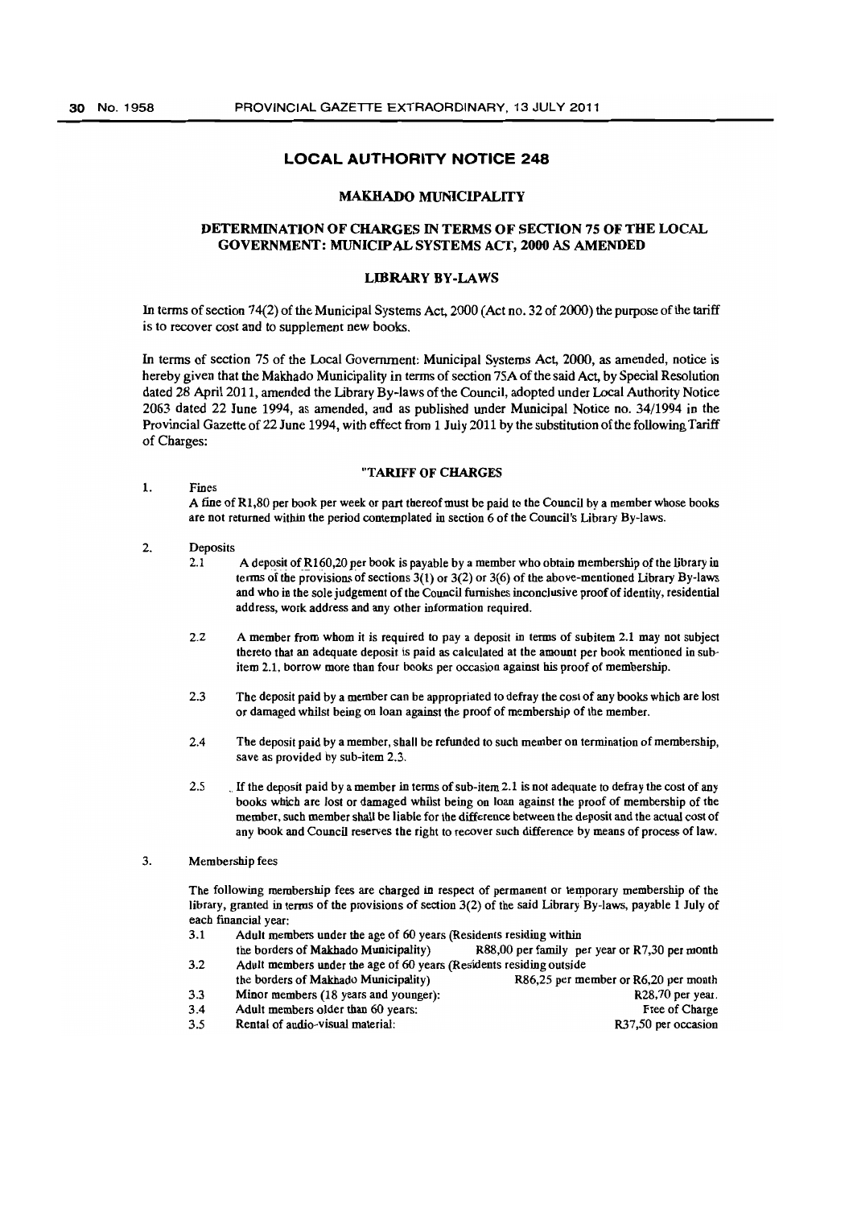## LOCAL AUTHORITY NOTICE 248

### MAKHADO MUNICIPALITY

### DETERMINATION OF CHARGES IN TERMS OF SECTION 75 OF THE LOCAL GOVERNMENT: MUNICIPAL SYSTEMS ACT, 2000 AS AMENDED

### LIBRARY BY-LAWS

In terms of section 74(2) of the Municipal Systems Act, 2000 (Act no. 32 of 2000) the purpose of the tariff is to recover cost and to supplement new books.

In terms of section 75 of the Local Government: Municipal Systems Act, 2000, as amended, notice is hereby given that the Makhado Municipality in terms of section 75A of the said Act, by Special Resolution dated 28 April 2011, amended the Library By-laws of the Council, adopted under Local Authority Notice 2063 dated 22 June 1994, as amended, and as published under Municipal Notice no. 34/1994 in the Provincial Gazette of 22 June 1994, with effect from 1 July 2011 by the substitution of the following Tariff of Charges:

"TARIFF OF CHARGES

1. Fines

   A fine of R1,80 per book per week or part thereof must be paid to the Council by a member whose books are not returned within the period contemplated in section 6 of the Council's Library By-laws.

2. Deposits

   2.1 A deposit of R160,20 per book is payable by a member who obtain membership of the library in terms of the provisions of sections 3(1) or 3(2) or 3(6) of the above-mentioned Library By-laws and who in the sole judgement of the Council furnishes inconclusive proof of identity, residential address, work address and any other information required.

   2.2 A member from whom it is required to pay a deposit in terms of subitem 2.1 may not subject thereto that an adequate deposit is paid as calculated at the amount per book mentioned in sub-item 2.1, borrow more than four books per occasion against his proof of membership.

   2.3 The deposit paid by a member can be appropriated to defray the cost of any books which are lost or damaged whilst being on loan against the proof of membership of the member.

   2.4 The deposit paid by a member, shall be refunded to such member on termination of membership, save as provided by sub-item 2.3.

   2.5 If the deposit paid by a member in terms of sub-item 2.1 is not adequate to defray the cost of any books which are lost or damaged whilst being on loan against the proof of membership of the member, such member shall be liable for the difference between the deposit and the actual cost of any book and Council reserves the right to recover such difference by means of process of law.

3. Membership fees

   The following membership fees are charged in respect of permanent or temporary membership of the library, granted in terms of the provisions of section 3(2) of the said Library By-laws, payable 1 July of each financial year:

| | | |
|---|---|---|
| 3.1 | Adult members under the age of 60 years (Residents residing within the borders of Makhado Municipality) | R88,00 per family per year or R7,30 per month |
| 3.2 | Adult members under the age of 60 years (Residents residing outside the borders of Makhado Municipality) | R86,25 per member or R6,20 per month |
| 3.3 | Minor members (18 years and younger): | R28,70 per year. |
| 3.4 | Adult members older than 60 years: | Free of Charge |
| 3.5 | Rental of audio-visual material: | R37,50 per occasion |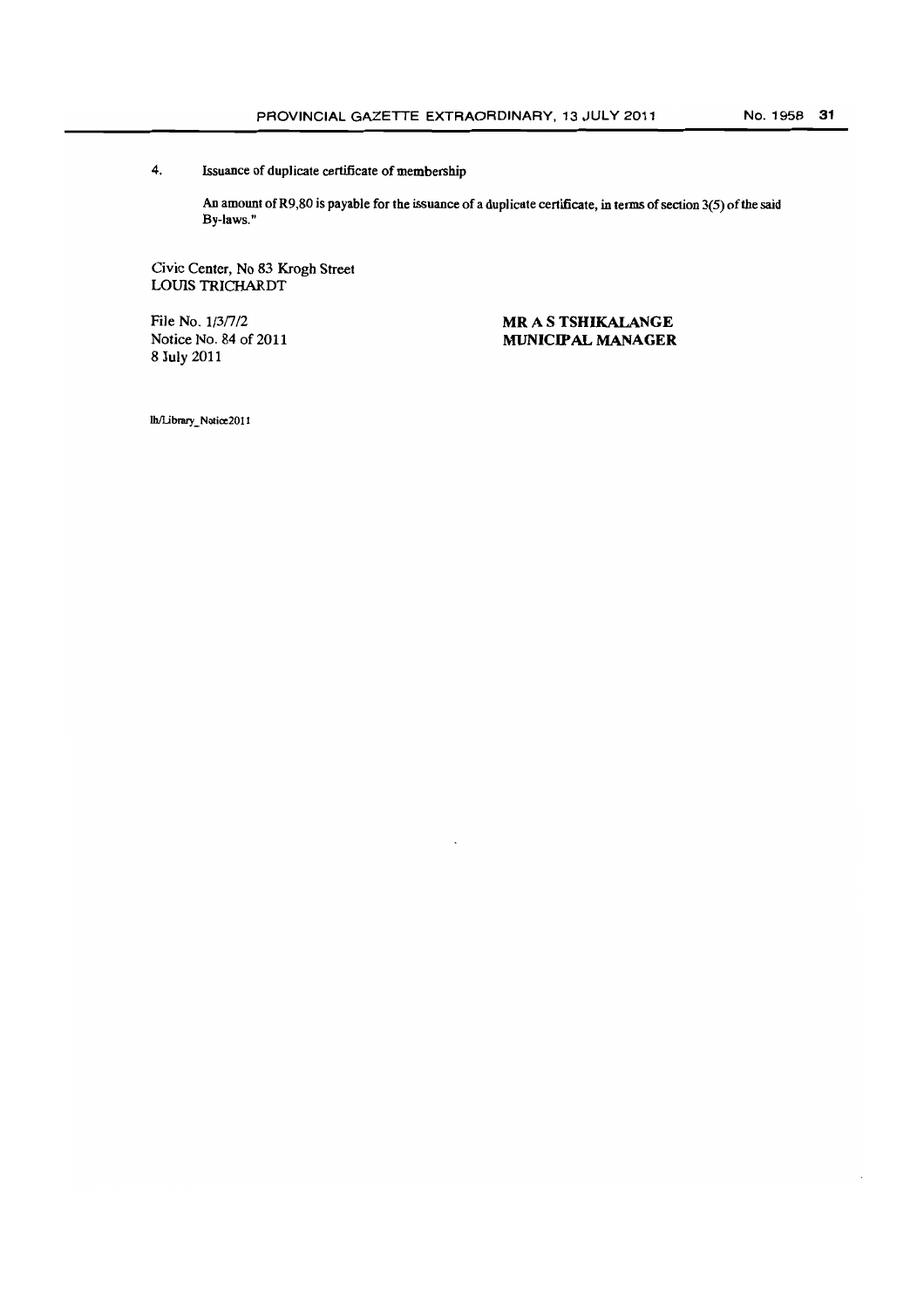4. Issuance of duplicate certificate of membership

An amount of R9,80 is payable for the issuance of a duplicate certificate, in terms of section 3(5) of the said By-laws."

Civic Center, No 83 Krogh Street
LOUIS TRICHARDT

File No. 1/3/7/2
Notice No. 84 of 2011
8 July 2011

**MR A S TSHIKALANGE**
**MUNICIPAL MANAGER**

lh/Library_Notice2011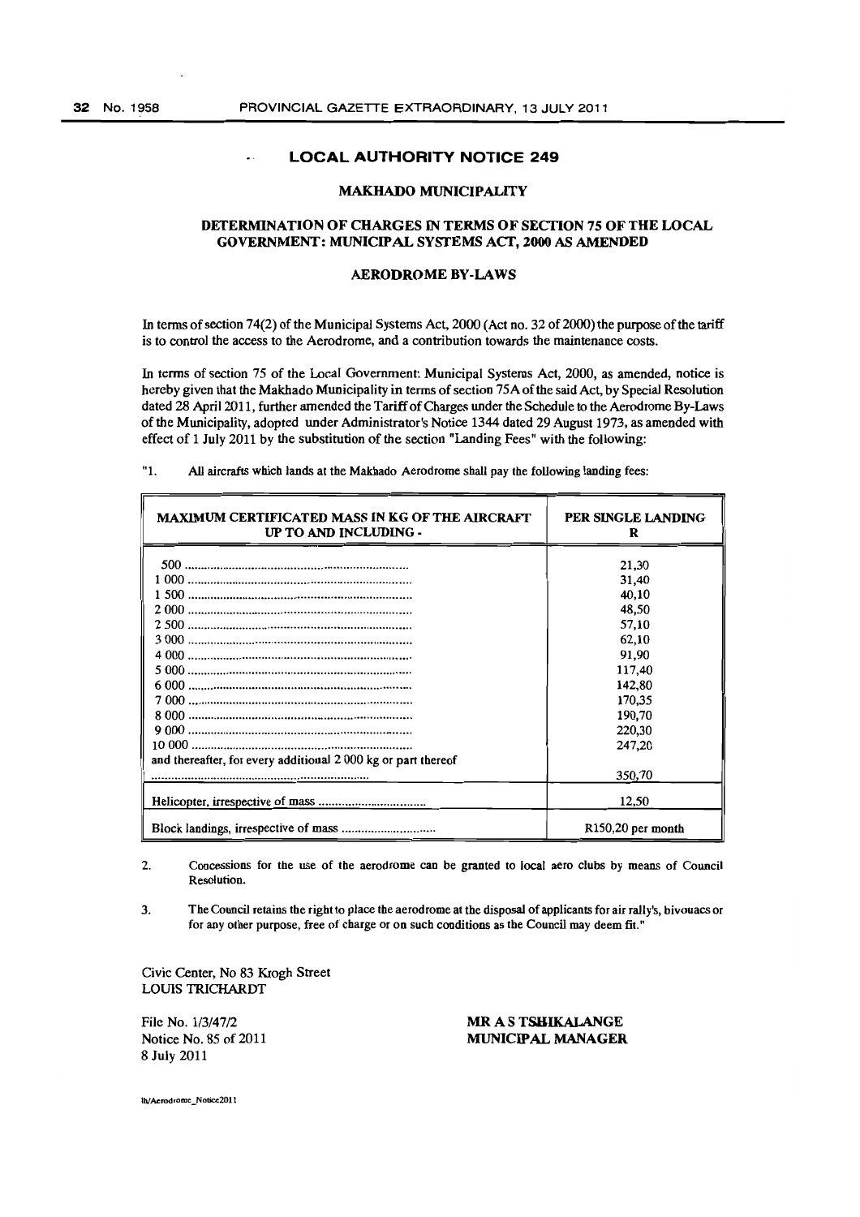## LOCAL AUTHORITY NOTICE 249

### MAKHADO MUNICIPALITY

### DETERMINATION OF CHARGES IN TERMS OF SECTION 75 OF THE LOCAL GOVERNMENT: MUNICIPAL SYSTEMS ACT, 2000 AS AMENDED

### AERODROME BY-LAWS

In terms of section 74(2) of the Municipal Systems Act, 2000 (Act no. 32 of 2000) the purpose of the tariff is to control the access to the Aerodrome, and a contribution towards the maintenance costs.

In terms of section 75 of the Local Government: Municipal Systems Act, 2000, as amended, notice is hereby given that the Makhado Municipality in terms of section 75A of the said Act, by Special Resolution dated 28 April 2011, further amended the Tariff of Charges under the Schedule to the Aerodrome By-Laws of the Municipality, adopted under Administrator's Notice 1344 dated 29 August 1973, as amended with effect of 1 July 2011 by the substitution of the section "Landing Fees" with the following:

"1. All aircrafts which lands at the Makhado Aerodrome shall pay the following landing fees:

| MAXIMUM CERTIFICATED MASS IN KG OF THE AIRCRAFT UP TO AND INCLUDING - | PER SINGLE LANDING R |
|---|---|
| 500 | 21,30 |
| 1 000 | 31,40 |
| 1 500 | 40,10 |
| 2 000 | 48,50 |
| 2 500 | 57,10 |
| 3 000 | 62,10 |
| 4 000 | 91,90 |
| 5 000 | 117,40 |
| 6 000 | 142,80 |
| 7 000 | 170,35 |
| 8 000 | 190,70 |
| 9 000 | 220,30 |
| 10 000 | 247,20 |
| and thereafter, for every additional 2 000 kg or part thereof | 350,70 |
| Helicopter, irrespective of mass | 12,50 |
| Block landings, irrespective of mass | R150,20 per month |

2. Concessions for the use of the aerodrome can be granted to local aero clubs by means of Council Resolution.

3. The Council retains the right to place the aerodrome at the disposal of applicants for air rally's, bivouacs or for any other purpose, free of charge or on such conditions as the Council may deem fit."

Civic Center, No 83 Krogh Street
LOUIS TRICHARDT

File No. 1/3/47/2
Notice No. 85 of 2011
8 July 2011

**MR A S TSHIKALANGE**
**MUNICIPAL MANAGER**

lh/Aerodrome_Notice2011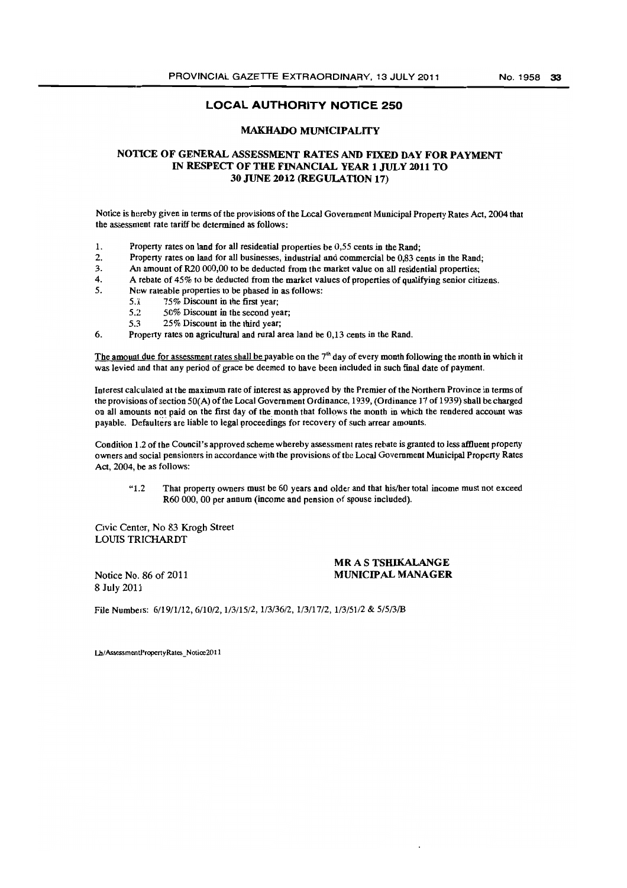## LOCAL AUTHORITY NOTICE 250

### MAKHADO MUNICIPALITY

### NOTICE OF GENERAL ASSESSMENT RATES AND FIXED DAY FOR PAYMENT IN RESPECT OF THE FINANCIAL YEAR 1 JULY 2011 TO 30 JUNE 2012 (REGULATION 17)

Notice is hereby given in terms of the provisions of the Local Government Municipal Property Rates Act, 2004 that the assessment rate tariff be determined as follows:

1. Property rates on land for all residential properties be 0,55 cents in the Rand;
2. Property rates on land for all businesses, industrial and commercial be 0,83 cents in the Rand;
3. An amount of R20 000,00 to be deducted from the market value on all residential properties;
4. A rebate of 45% to be deducted from the market values of properties of qualifying senior citizens.
5. New rateable properties to be phased in as follows:
   - 5.1 75% Discount in the first year;
   - 5.2 50% Discount in the second year;
   - 5.3 25% Discount in the third year;
6. Property rates on agricultural and rural area land be 0,13 cents in the Rand.

The amount due for assessment rates shall be payable on the 7th day of every month following the month in which it was levied and that any period of grace be deemed to have been included in such final date of payment.

Interest calculated at the maximum rate of interest as approved by the Premier of the Northern Province in terms of the provisions of section 50(A) of the Local Government Ordinance, 1939, (Ordinance 17 of 1939) shall be charged on all amounts not paid on the first day of the month that follows the month in which the rendered account was payable. Defaulters are liable to legal proceedings for recovery of such arrear amounts.

Condition 1.2 of the Council's approved scheme whereby assessment rates rebate is granted to less affluent property owners and social pensioners in accordance with the provisions of the Local Government Municipal Property Rates Act, 2004, be as follows:

> "1.2 That property owners must be 60 years and older and that his/her total income must not exceed R60 000, 00 per annum (income and pension of spouse included).

Civic Center, No 83 Krogh Street
LOUIS TRICHARDT

**MR A S TSHIKALANGE**
**MUNICIPAL MANAGER**

Notice No. 86 of 2011
8 July 2011

File Numbers: 6/19/1/12, 6/10/2, 1/3/15/2, 1/3/36/2, 1/3/17/2, 1/3/51/2 & 5/5/3/B

Lh/AssessmentPropertyRates_Notice2011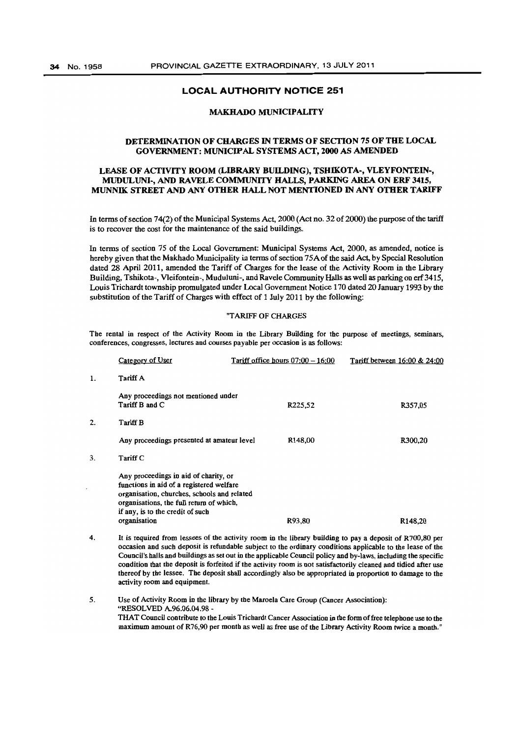## LOCAL AUTHORITY NOTICE 251

### MAKHADO MUNICIPALITY

### DETERMINATION OF CHARGES IN TERMS OF SECTION 75 OF THE LOCAL GOVERNMENT: MUNICIPAL SYSTEMS ACT, 2000 AS AMENDED

### LEASE OF ACTIVITY ROOM (LIBRARY BUILDING), TSHIKOTA-, VLEYFONTEIN-, MUDULUNI-, AND RAVELE COMMUNITY HALLS, PARKING AREA ON ERF 3415, MUNNIK STREET AND ANY OTHER HALL NOT MENTIONED IN ANY OTHER TARIFF

In terms of section 74(2) of the Municipal Systems Act, 2000 (Act no. 32 of 2000) the purpose of the tariff is to recover the cost for the maintenance of the said buildings.

In terms of section 75 of the Local Government: Municipal Systems Act, 2000, as amended, notice is hereby given that the Makhado Municipality in terms of section 75A of the said Act, by Special Resolution dated 28 April 2011, amended the Tariff of Charges for the lease of the Activity Room in the Library Building, Tshikota-, Vleifontein-, Muduluni-, and Ravele Community Halls as well as parking on erf 3415, Louis Trichardt township promulgated under Local Government Notice 170 dated 20 January 1993 by the substitution of the Tariff of Charges with effect of 1 July 2011 by the following:

"TARIFF OF CHARGES

The rental in respect of the Activity Room in the Library Building for the purpose of meetings, seminars, conferences, congresses, lectures and courses payable per occasion is as follows:

| | Category of User | Tariff office hours 07:00 – 16:00 | Tariff between 16:00 & 24:00 |
|---|---|---|---|
| 1. | Tariff A | | |
| | Any proceedings not mentioned under Tariff B and C | R225,52 | R357,05 |
| 2. | Tariff B | | |
| | Any proceedings presented at amateur level | R148,00 | R300,20 |
| 3. | Tariff C | | |
| | Any proceedings in aid of charity, or functions in aid of a registered welfare organisation, churches, schools and related organisations, the full return of which, if any, is to the credit of such organisation | R93,80 | R148,20 |

4. It is required from lessees of the activity room in the library building to pay a deposit of R700,80 per occasion and such deposit is refundable subject to the ordinary conditions applicable to the lease of the Council's halls and buildings as set out in the applicable Council policy and by-laws, including the specific condition that the deposit is forfeited if the activity room is not satisfactorily cleaned and tidied after use thereof by the lessee. The deposit shall accordingly also be appropriated in proportion to damage to the activity room and equipment.

5. Use of Activity Room in the library by the Maroela Care Group (Cancer Association):
"RESOLVED A.96.06.04.98 -
THAT Council contribute to the Louis Trichardt Cancer Association in the form of free telephone use to the maximum amount of R76,90 per month as well as free use of the Library Activity Room twice a month."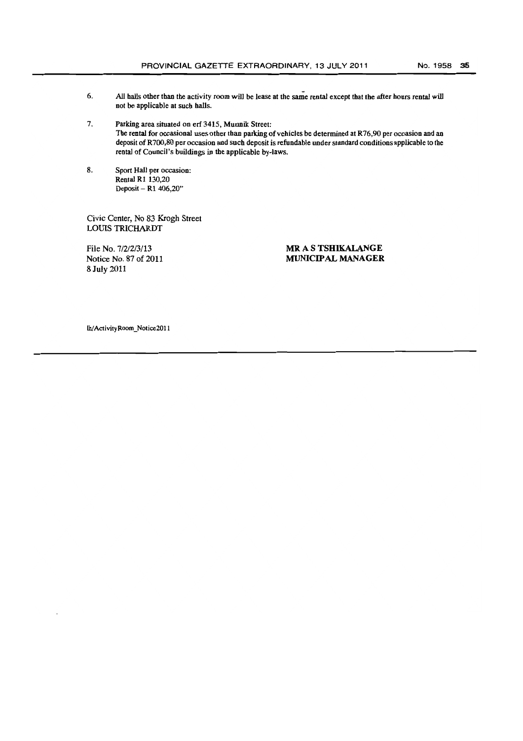6. All halls other than the activity room will be lease at the same rental except that the after hours rental will not be applicable at such halls.

7. Parking area situated on erf 3415, Munnik Street:
The rental for occasional uses other than parking of vehicles be determined at R76,90 per occasion and an deposit of R700,80 per occasion and such deposit is refundable under standard conditions applicable to the rental of Council's buildings in the applicable by-laws.

8. Sport Hall per occasion:
Rental R1 130,20
Deposit – R1 406,20"

Civic Center, No 83 Krogh Street
LOUIS TRICHARDT

File No. 7/2/2/3/13
Notice No. 87 of 2011
8 July 2011

**MR A S TSHIKALANGE**
**MUNICIPAL MANAGER**

lh/ActivityRoom_Notice2011